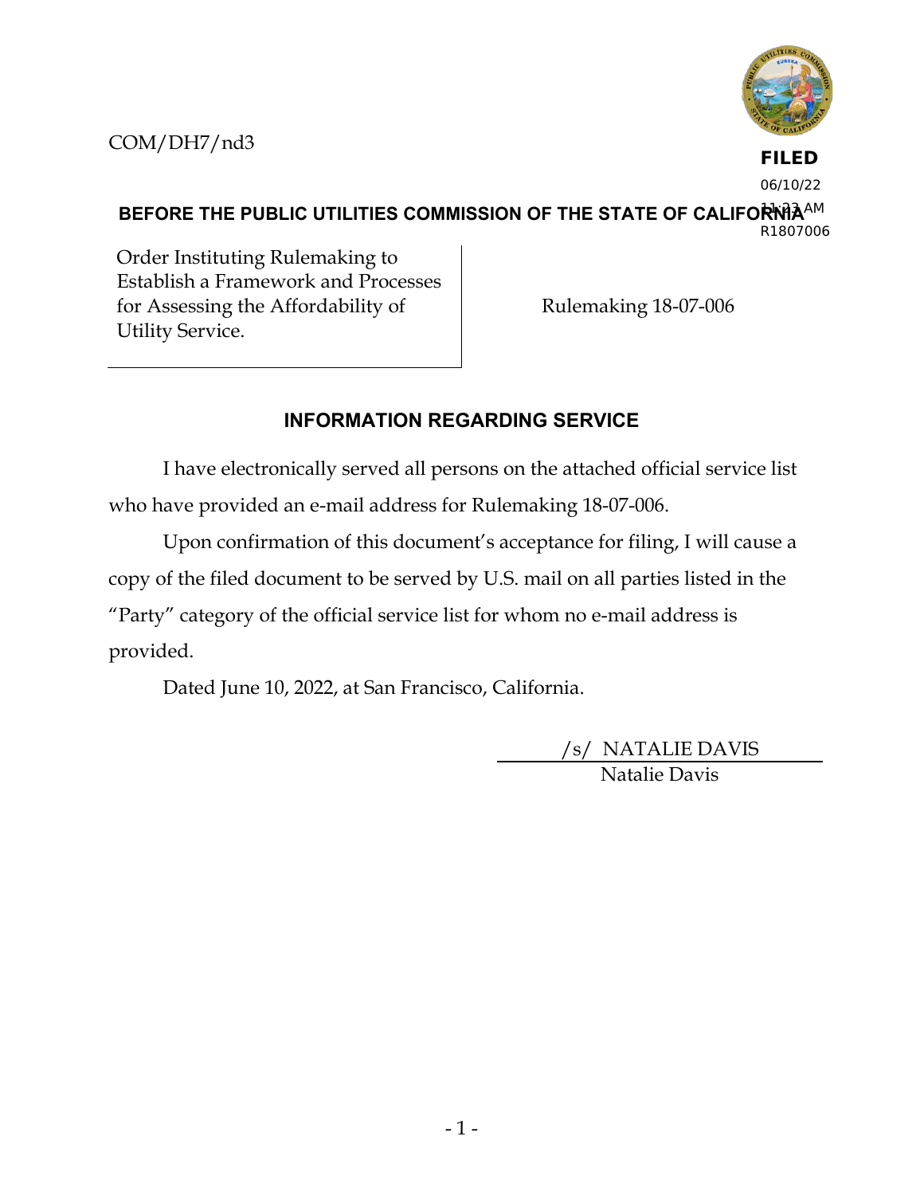COM/DH7/nd3

FILED
06/10/22
11:23 AM
R1807006

**BEFORE THE PUBLIC UTILITIES COMMISSION OF THE STATE OF CALIFORNIA**

| Order Instituting Rulemaking to Establish a Framework and Processes for Assessing the Affordability of Utility Service. | Rulemaking 18-07-006 |
|---|---|

## INFORMATION REGARDING SERVICE

I have electronically served all persons on the attached official service list who have provided an e-mail address for Rulemaking 18-07-006.

Upon confirmation of this document's acceptance for filing, I will cause a copy of the filed document to be served by U.S. mail on all parties listed in the "Party" category of the official service list for whom no e-mail address is provided.

Dated June 10, 2022, at San Francisco, California.

/s/ NATALIE DAVIS
Natalie Davis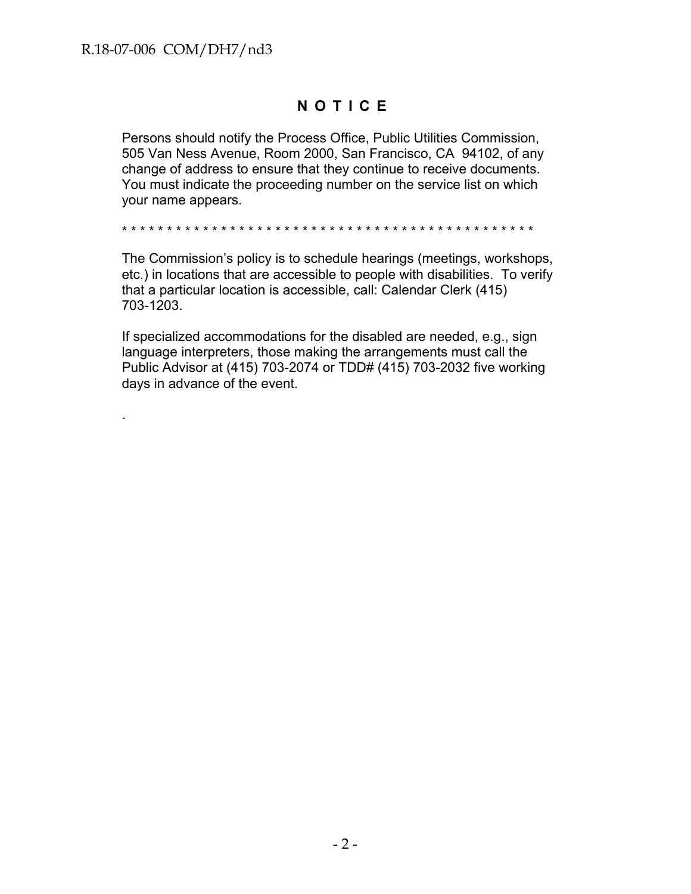# N O T I C E

Persons should notify the Process Office, Public Utilities Commission, 505 Van Ness Avenue, Room 2000, San Francisco, CA 94102, of any change of address to ensure that they continue to receive documents. You must indicate the proceeding number on the service list on which your name appears.

* * * * * * * * * * * * * * * * * * * * * * * * * * * * * * * * * * * * * * * * * * * * * * * * * *

The Commission's policy is to schedule hearings (meetings, workshops, etc.) in locations that are accessible to people with disabilities. To verify that a particular location is accessible, call: Calendar Clerk (415) 703-1203.

If specialized accommodations for the disabled are needed, e.g., sign language interpreters, those making the arrangements must call the Public Advisor at (415) 703-2074 or TDD# (415) 703-2032 five working days in advance of the event.

.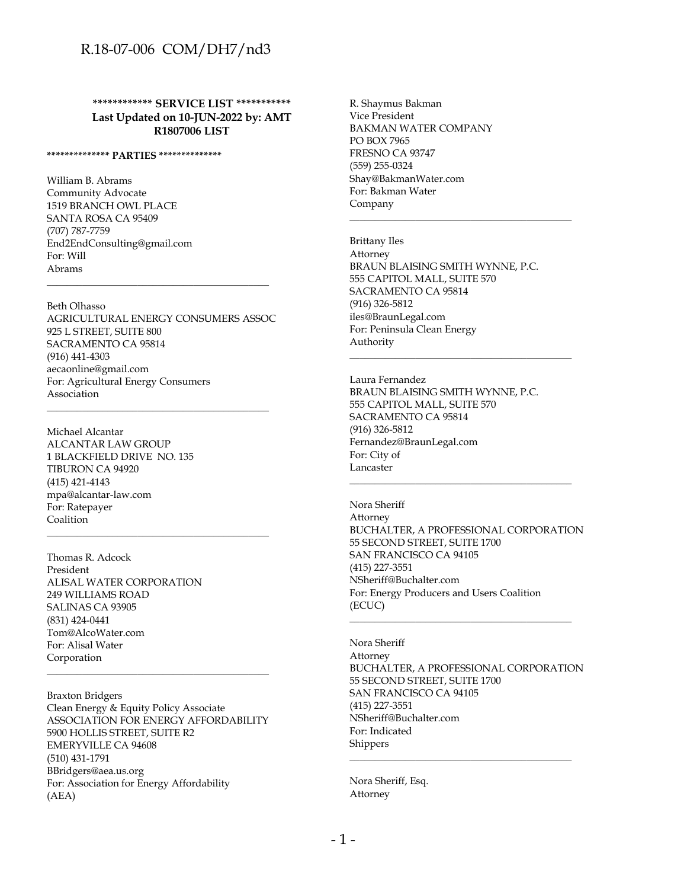************ **SERVICE LIST** ***********
**Last Updated on 10-JUN-2022 by: AMT**
**R1807006 LIST**

************** **PARTIES** **************

William B. Abrams
Community Advocate
1519 BRANCH OWL PLACE
SANTA ROSA CA 95409
(707) 787-7759
End2EndConsulting@gmail.com
For: Will
Abrams

---

Beth Olhasso
AGRICULTURAL ENERGY CONSUMERS ASSOC
925 L STREET, SUITE 800
SACRAMENTO CA 95814
(916) 441-4303
aecaonline@gmail.com
For: Agricultural Energy Consumers
Association

---

Michael Alcantar
ALCANTAR LAW GROUP
1 BLACKFIELD DRIVE NO. 135
TIBURON CA 94920
(415) 421-4143
mpa@alcantar-law.com
For: Ratepayer
Coalition

---

Thomas R. Adcock
President
ALISAL WATER CORPORATION
249 WILLIAMS ROAD
SALINAS CA 93905
(831) 424-0441
Tom@AlcoWater.com
For: Alisal Water
Corporation

---

Braxton Bridgers
Clean Energy & Equity Policy Associate
ASSOCIATION FOR ENERGY AFFORDABILITY
5900 HOLLIS STREET, SUITE R2
EMERYVILLE CA 94608
(510) 431-1791
BBridgers@aea.us.org
For: Association for Energy Affordability
(AEA)

R. Shaymus Bakman
Vice President
BAKMAN WATER COMPANY
PO BOX 7965
FRESNO CA 93747
(559) 255-0324
Shay@BakmanWater.com
For: Bakman Water
Company

---

Brittany Iles
Attorney
BRAUN BLAISING SMITH WYNNE, P.C.
555 CAPITOL MALL, SUITE 570
SACRAMENTO CA 95814
(916) 326-5812
iles@BraunLegal.com
For: Peninsula Clean Energy
Authority

---

Laura Fernandez
BRAUN BLAISING SMITH WYNNE, P.C.
555 CAPITOL MALL, SUITE 570
SACRAMENTO CA 95814
(916) 326-5812
Fernandez@BraunLegal.com
For: City of
Lancaster

---

Nora Sheriff
Attorney
BUCHALTER, A PROFESSIONAL CORPORATION
55 SECOND STREET, SUITE 1700
SAN FRANCISCO CA 94105
(415) 227-3551
NSheriff@Buchalter.com
For: Energy Producers and Users Coalition
(ECUC)

---

Nora Sheriff
Attorney
BUCHALTER, A PROFESSIONAL CORPORATION
55 SECOND STREET, SUITE 1700
SAN FRANCISCO CA 94105
(415) 227-3551
NSheriff@Buchalter.com
For: Indicated
Shippers

---

Nora Sheriff, Esq.
Attorney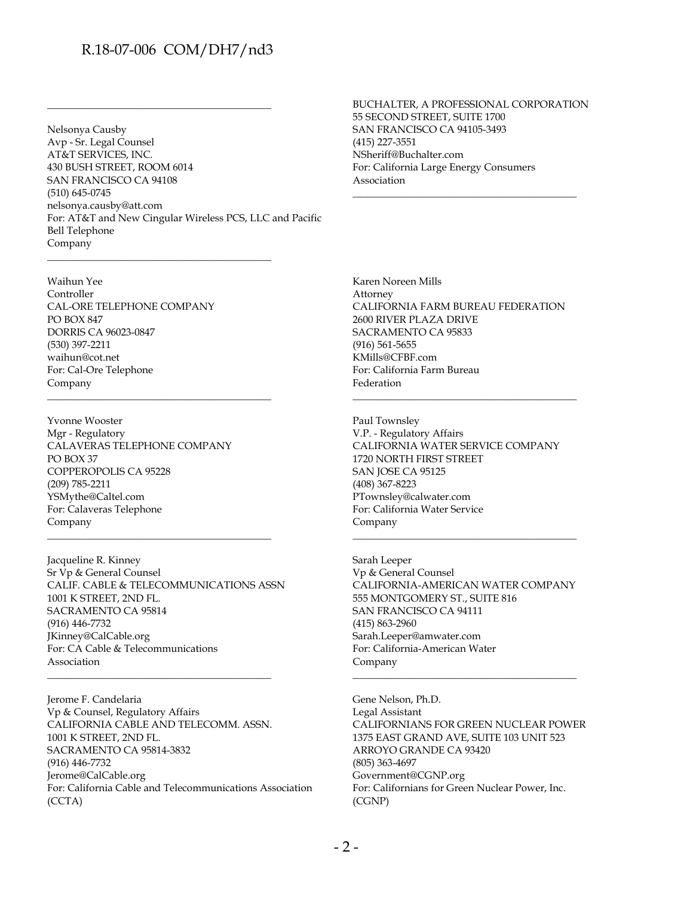Nelsonya Causby
Avp - Sr. Legal Counsel
AT&T SERVICES, INC.
430 BUSH STREET, ROOM 6014
SAN FRANCISCO CA 94108
(510) 645-0745
nelsonya.causby@att.com
For: AT&T and New Cingular Wireless PCS, LLC and Pacific Bell Telephone Company

---

Waihun Yee
Controller
CAL-ORE TELEPHONE COMPANY
PO BOX 847
DORRIS CA 96023-0847
(530) 397-2211
waihun@cot.net
For: Cal-Ore Telephone Company

---

Yvonne Wooster
Mgr - Regulatory
CALAVERAS TELEPHONE COMPANY
PO BOX 37
COPPEROPOLIS CA 95228
(209) 785-2211
YSMythe@Caltel.com
For: Calaveras Telephone Company

---

Jacqueline R. Kinney
Sr Vp & General Counsel
CALIF. CABLE & TELECOMMUNICATIONS ASSN
1001 K STREET, 2ND FL.
SACRAMENTO CA 95814
(916) 446-7732
JKinney@CalCable.org
For: CA Cable & Telecommunications Association

---

Jerome F. Candelaria
Vp & Counsel, Regulatory Affairs
CALIFORNIA CABLE AND TELECOMM. ASSN.
1001 K STREET, 2ND FL.
SACRAMENTO CA 95814-3832
(916) 446-7732
Jerome@CalCable.org
For: California Cable and Telecommunications Association (CCTA)

---

BUCHALTER, A PROFESSIONAL CORPORATION
55 SECOND STREET, SUITE 1700
SAN FRANCISCO CA 94105-3493
(415) 227-3551
NSheriff@Buchalter.com
For: California Large Energy Consumers Association

---

Karen Noreen Mills
Attorney
CALIFORNIA FARM BUREAU FEDERATION
2600 RIVER PLAZA DRIVE
SACRAMENTO CA 95833
(916) 561-5655
KMills@CFBF.com
For: California Farm Bureau Federation

---

Paul Townsley
V.P. - Regulatory Affairs
CALIFORNIA WATER SERVICE COMPANY
1720 NORTH FIRST STREET
SAN JOSE CA 95125
(408) 367-8223
PTownsley@calwater.com
For: California Water Service Company

---

Sarah Leeper
Vp & General Counsel
CALIFORNIA-AMERICAN WATER COMPANY
555 MONTGOMERY ST., SUITE 816
SAN FRANCISCO CA 94111
(415) 863-2960
Sarah.Leeper@amwater.com
For: California-American Water Company

---

Gene Nelson, Ph.D.
Legal Assistant
CALIFORNIANS FOR GREEN NUCLEAR POWER
1375 EAST GRAND AVE, SUITE 103 UNIT 523
ARROYO GRANDE CA 93420
(805) 363-4697
Government@CGNP.org
For: Californians for Green Nuclear Power, Inc. (CGNP)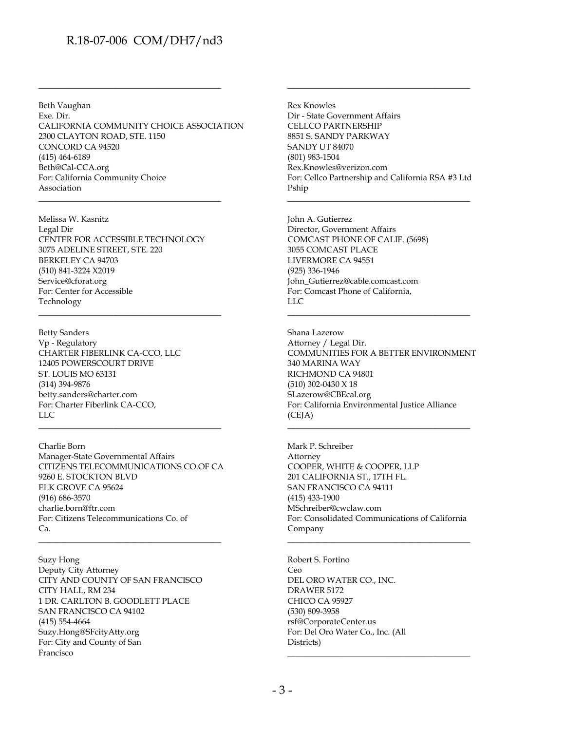Beth Vaughan
Exe. Dir.
CALIFORNIA COMMUNITY CHOICE ASSOCIATION
2300 CLAYTON ROAD, STE. 1150
CONCORD CA 94520
(415) 464-6189
Beth@Cal-CCA.org
For: California Community Choice Association

---

Melissa W. Kasnitz
Legal Dir
CENTER FOR ACCESSIBLE TECHNOLOGY
3075 ADELINE STREET, STE. 220
BERKELEY CA 94703
(510) 841-3224 X2019
Service@cforat.org
For: Center for Accessible Technology

---

Betty Sanders
Vp - Regulatory
CHARTER FIBERLINK CA-CCO, LLC
12405 POWERSCOURT DRIVE
ST. LOUIS MO 63131
(314) 394-9876
betty.sanders@charter.com
For: Charter Fiberlink CA-CCO, LLC

---

Charlie Born
Manager-State Governmental Affairs
CITIZENS TELECOMMUNICATIONS CO.OF CA
9260 E. STOCKTON BLVD
ELK GROVE CA 95624
(916) 686-3570
charlie.born@ftr.com
For: Citizens Telecommunications Co. of Ca.

---

Suzy Hong
Deputy City Attorney
CITY AND COUNTY OF SAN FRANCISCO
CITY HALL, RM 234
1 DR. CARLTON B. GOODLETT PLACE
SAN FRANCISCO CA 94102
(415) 554-4664
Suzy.Hong@SFcityAtty.org
For: City and County of San Francisco

---

Rex Knowles
Dir - State Government Affairs
CELLCO PARTNERSHIP
8851 S. SANDY PARKWAY
SANDY UT 84070
(801) 983-1504
Rex.Knowles@verizon.com
For: Cellco Partnership and California RSA #3 Ltd Pship

---

John A. Gutierrez
Director, Government Affairs
COMCAST PHONE OF CALIF. (5698)
3055 COMCAST PLACE
LIVERMORE CA 94551
(925) 336-1946
John_Gutierrez@cable.comcast.com
For: Comcast Phone of California, LLC

---

Shana Lazerow
Attorney / Legal Dir.
COMMUNITIES FOR A BETTER ENVIRONMENT
340 MARINA WAY
RICHMOND CA 94801
(510) 302-0430 X 18
SLazerow@CBEcal.org
For: California Environmental Justice Alliance (CEJA)

---

Mark P. Schreiber
Attorney
COOPER, WHITE & COOPER, LLP
201 CALIFORNIA ST., 17TH FL.
SAN FRANCISCO CA 94111
(415) 433-1900
MSchreiber@cwclaw.com
For: Consolidated Communications of California Company

---

Robert S. Fortino
Ceo
DEL ORO WATER CO., INC.
DRAWER 5172
CHICO CA 95927
(530) 809-3958
rsf@CorporateCenter.us
For: Del Oro Water Co., Inc. (All Districts)

---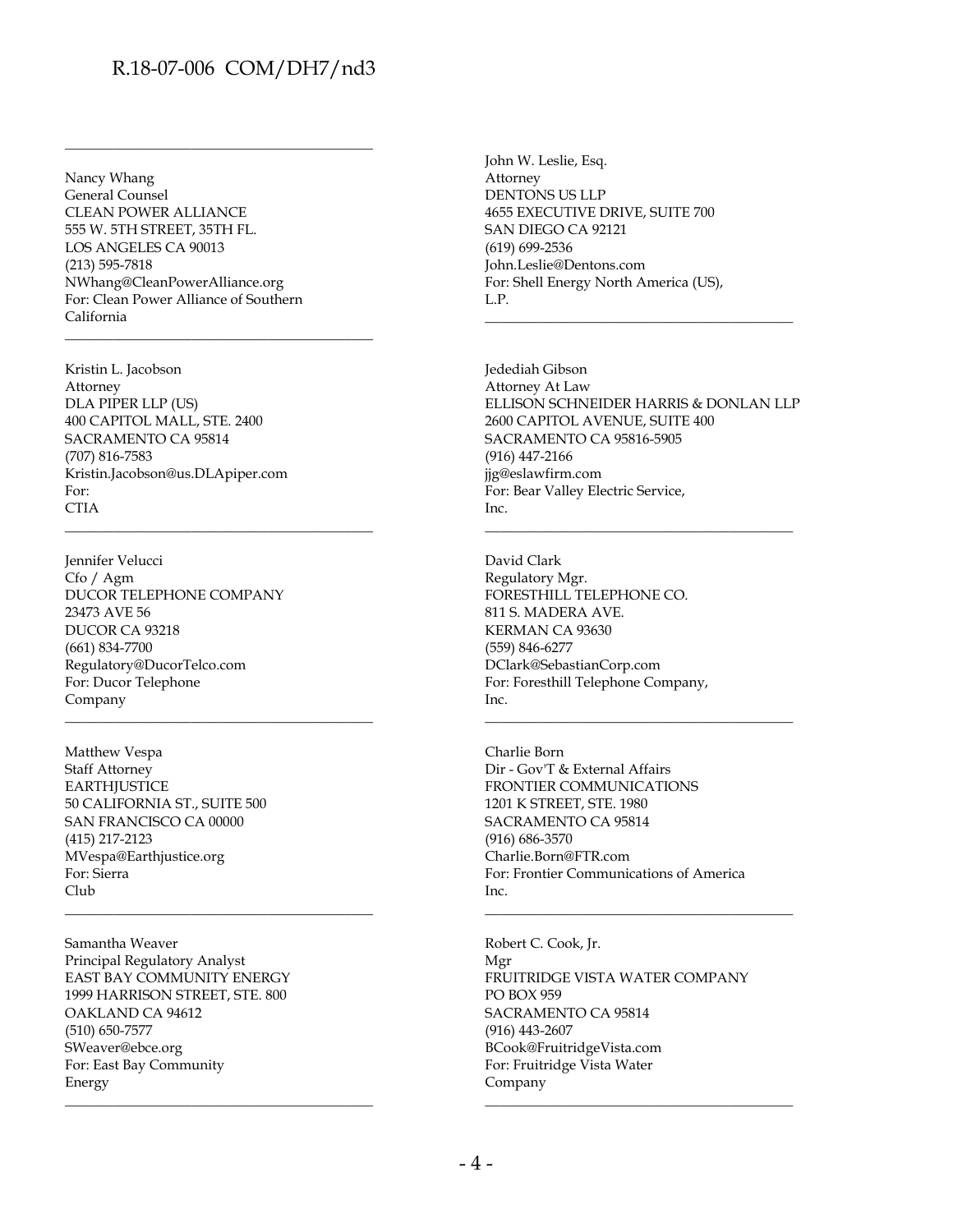---

Nancy Whang
General Counsel
CLEAN POWER ALLIANCE
555 W. 5TH STREET, 35TH FL.
LOS ANGELES CA 90013
(213) 595-7818
NWhang@CleanPowerAlliance.org
For: Clean Power Alliance of Southern California

---

Kristin L. Jacobson
Attorney
DLA PIPER LLP (US)
400 CAPITOL MALL, STE. 2400
SACRAMENTO CA 95814
(707) 816-7583
Kristin.Jacobson@us.DLApiper.com
For:
CTIA

---

Jennifer Velucci
Cfo / Agm
DUCOR TELEPHONE COMPANY
23473 AVE 56
DUCOR CA 93218
(661) 834-7700
Regulatory@DucorTelco.com
For: Ducor Telephone Company

---

Matthew Vespa
Staff Attorney
EARTHJUSTICE
50 CALIFORNIA ST., SUITE 500
SAN FRANCISCO CA 00000
(415) 217-2123
MVespa@Earthjustice.org
For: Sierra Club

---

Samantha Weaver
Principal Regulatory Analyst
EAST BAY COMMUNITY ENERGY
1999 HARRISON STREET, STE. 800
OAKLAND CA 94612
(510) 650-7577
SWeaver@ebce.org
For: East Bay Community Energy

---

John W. Leslie, Esq.
Attorney
DENTONS US LLP
4655 EXECUTIVE DRIVE, SUITE 700
SAN DIEGO CA 92121
(619) 699-2536
John.Leslie@Dentons.com
For: Shell Energy North America (US), L.P.

---

Jedediah Gibson
Attorney At Law
ELLISON SCHNEIDER HARRIS & DONLAN LLP
2600 CAPITOL AVENUE, SUITE 400
SACRAMENTO CA 95816-5905
(916) 447-2166
jjg@eslawfirm.com
For: Bear Valley Electric Service, Inc.

---

David Clark
Regulatory Mgr.
FORESTHILL TELEPHONE CO.
811 S. MADERA AVE.
KERMAN CA 93630
(559) 846-6277
DClark@SebastianCorp.com
For: Foresthill Telephone Company, Inc.

---

Charlie Born
Dir - Gov'T & External Affairs
FRONTIER COMMUNICATIONS
1201 K STREET, STE. 1980
SACRAMENTO CA 95814
(916) 686-3570
Charlie.Born@FTR.com
For: Frontier Communications of America Inc.

---

Robert C. Cook, Jr.
Mgr
FRUITRIDGE VISTA WATER COMPANY
PO BOX 959
SACRAMENTO CA 95814
(916) 443-2607
BCook@FruitridgeVista.com
For: Fruitridge Vista Water Company

---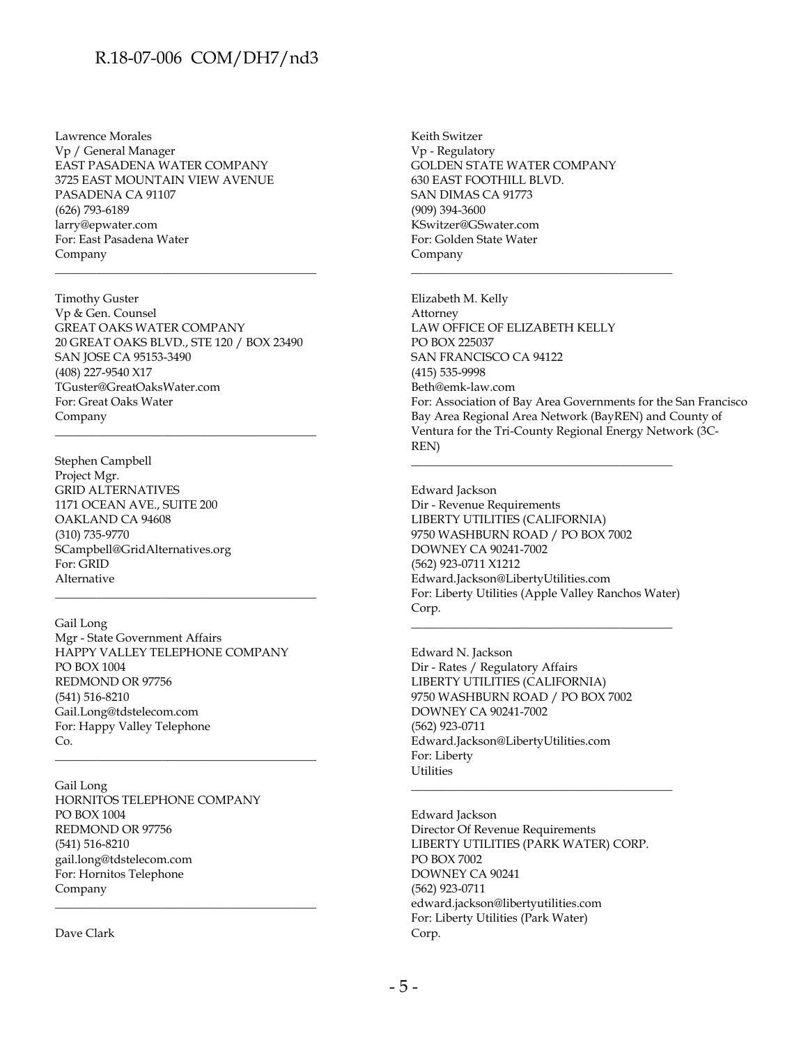Lawrence Morales
Vp / General Manager
EAST PASADENA WATER COMPANY
3725 EAST MOUNTAIN VIEW AVENUE
PASADENA CA 91107
(626) 793-6189
larry@epwater.com
For: East Pasadena Water Company

---

Timothy Guster
Vp & Gen. Counsel
GREAT OAKS WATER COMPANY
20 GREAT OAKS BLVD., STE 120 / BOX 23490
SAN JOSE CA 95153-3490
(408) 227-9540 X17
TGuster@GreatOaksWater.com
For: Great Oaks Water Company

---

Stephen Campbell
Project Mgr.
GRID ALTERNATIVES
1171 OCEAN AVE., SUITE 200
OAKLAND CA 94608
(310) 735-9770
SCampbell@GridAlternatives.org
For: GRID Alternative

---

Gail Long
Mgr - State Government Affairs
HAPPY VALLEY TELEPHONE COMPANY
PO BOX 1004
REDMOND OR 97756
(541) 516-8210
Gail.Long@tdstelecom.com
For: Happy Valley Telephone Co.

---

Gail Long
HORNITOS TELEPHONE COMPANY
PO BOX 1004
REDMOND OR 97756
(541) 516-8210
gail.long@tdstelecom.com
For: Hornitos Telephone Company

---

Dave Clark

Keith Switzer
Vp - Regulatory
GOLDEN STATE WATER COMPANY
630 EAST FOOTHILL BLVD.
SAN DIMAS CA 91773
(909) 394-3600
KSwitzer@GSwater.com
For: Golden State Water Company

---

Elizabeth M. Kelly
Attorney
LAW OFFICE OF ELIZABETH KELLY
PO BOX 225037
SAN FRANCISCO CA 94122
(415) 535-9998
Beth@emk-law.com
For: Association of Bay Area Governments for the San Francisco Bay Area Regional Area Network (BayREN) and County of Ventura for the Tri-County Regional Energy Network (3C-REN)

---

Edward Jackson
Dir - Revenue Requirements
LIBERTY UTILITIES (CALIFORNIA)
9750 WASHBURN ROAD / PO BOX 7002
DOWNEY CA 90241-7002
(562) 923-0711 X1212
Edward.Jackson@LibertyUtilities.com
For: Liberty Utilities (Apple Valley Ranchos Water) Corp.

---

Edward N. Jackson
Dir - Rates / Regulatory Affairs
LIBERTY UTILITIES (CALIFORNIA)
9750 WASHBURN ROAD / PO BOX 7002
DOWNEY CA 90241-7002
(562) 923-0711
Edward.Jackson@LibertyUtilities.com
For: Liberty Utilities

---

Edward Jackson
Director Of Revenue Requirements
LIBERTY UTILITIES (PARK WATER) CORP.
PO BOX 7002
DOWNEY CA 90241
(562) 923-0711
edward.jackson@libertyutilities.com
For: Liberty Utilities (Park Water) Corp.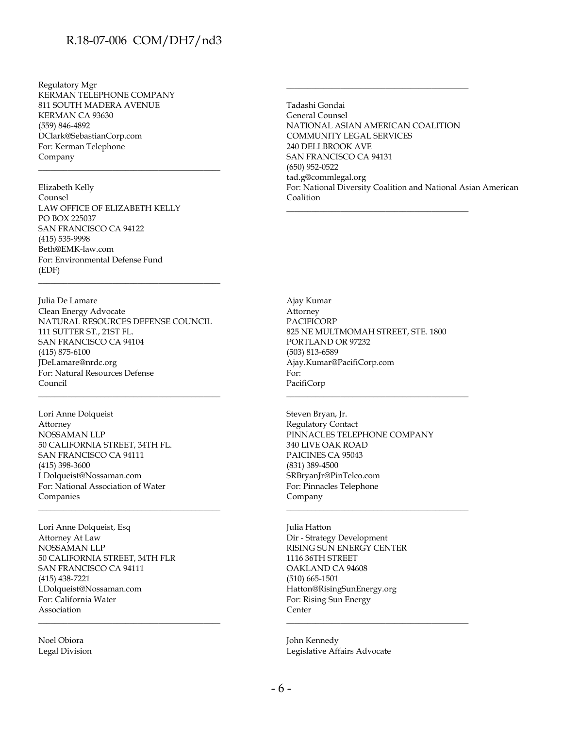Regulatory Mgr
KERMAN TELEPHONE COMPANY
811 SOUTH MADERA AVENUE
KERMAN CA 93630
(559) 846-4892
DClark@SebastianCorp.com
For: Kerman Telephone Company

---

Elizabeth Kelly
Counsel
LAW OFFICE OF ELIZABETH KELLY
PO BOX 225037
SAN FRANCISCO CA 94122
(415) 535-9998
Beth@EMK-law.com
For: Environmental Defense Fund (EDF)

---

Julia De Lamare
Clean Energy Advocate
NATURAL RESOURCES DEFENSE COUNCIL
111 SUTTER ST., 21ST FL.
SAN FRANCISCO CA 94104
(415) 875-6100
JDeLamare@nrdc.org
For: Natural Resources Defense Council

---

Lori Anne Dolqueist
Attorney
NOSSAMAN LLP
50 CALIFORNIA STREET, 34TH FL.
SAN FRANCISCO CA 94111
(415) 398-3600
LDolqueist@Nossaman.com
For: National Association of Water Companies

---

Lori Anne Dolqueist, Esq
Attorney At Law
NOSSAMAN LLP
50 CALIFORNIA STREET, 34TH FLR
SAN FRANCISCO CA 94111
(415) 438-7221
LDolqueist@Nossaman.com
For: California Water Association

---

Noel Obiora
Legal Division

---

Tadashi Gondai
General Counsel
NATIONAL ASIAN AMERICAN COALITION
COMMUNITY LEGAL SERVICES
240 DELLBROOK AVE
SAN FRANCISCO CA 94131
(650) 952-0522
tad.g@commlegal.org
For: National Diversity Coalition and National Asian American Coalition

---

Ajay Kumar
Attorney
PACIFICORP
825 NE MULTMOMAH STREET, STE. 1800
PORTLAND OR 97232
(503) 813-6589
Ajay.Kumar@PacifiCorp.com
For: PacifiCorp

---

Steven Bryan, Jr.
Regulatory Contact
PINNACLES TELEPHONE COMPANY
340 LIVE OAK ROAD
PAICINES CA 95043
(831) 389-4500
SRBryanJr@PinTelco.com
For: Pinnacles Telephone Company

---

Julia Hatton
Dir - Strategy Development
RISING SUN ENERGY CENTER
1116 36TH STREET
OAKLAND CA 94608
(510) 665-1501
Hatton@RisingSunEnergy.org
For: Rising Sun Energy Center

---

John Kennedy
Legislative Affairs Advocate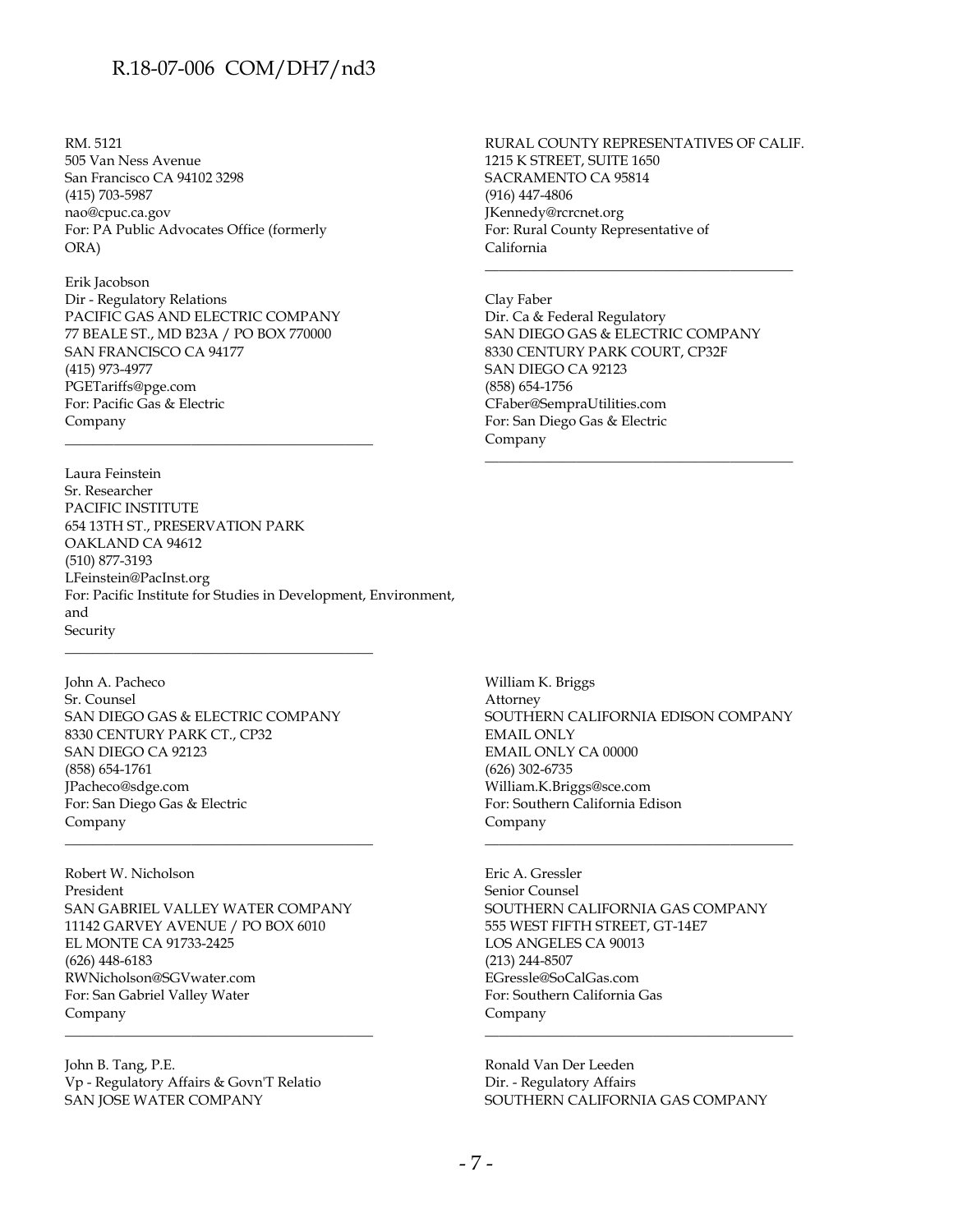RM. 5121
505 Van Ness Avenue
San Francisco CA 94102 3298
(415) 703-5987
nao@cpuc.ca.gov
For: PA Public Advocates Office (formerly ORA)

Erik Jacobson
Dir - Regulatory Relations
PACIFIC GAS AND ELECTRIC COMPANY
77 BEALE ST., MD B23A / PO BOX 770000
SAN FRANCISCO CA 94177
(415) 973-4977
PGETariffs@pge.com
For: Pacific Gas & Electric Company

---

Laura Feinstein
Sr. Researcher
PACIFIC INSTITUTE
654 13TH ST., PRESERVATION PARK
OAKLAND CA 94612
(510) 877-3193
LFeinstein@PacInst.org
For: Pacific Institute for Studies in Development, Environment, and Security

---

John A. Pacheco
Sr. Counsel
SAN DIEGO GAS & ELECTRIC COMPANY
8330 CENTURY PARK CT., CP32
SAN DIEGO CA 92123
(858) 654-1761
JPacheco@sdge.com
For: San Diego Gas & Electric Company

---

Robert W. Nicholson
President
SAN GABRIEL VALLEY WATER COMPANY
11142 GARVEY AVENUE / PO BOX 6010
EL MONTE CA 91733-2425
(626) 448-6183
RWNicholson@SGVwater.com
For: San Gabriel Valley Water Company

---

John B. Tang, P.E.
Vp - Regulatory Affairs & Govn'T Relatio
SAN JOSE WATER COMPANY

RURAL COUNTY REPRESENTATIVES OF CALIF.
1215 K STREET, SUITE 1650
SACRAMENTO CA 95814
(916) 447-4806
JKennedy@rcrcnet.org
For: Rural County Representative of California

---

Clay Faber
Dir. Ca & Federal Regulatory
SAN DIEGO GAS & ELECTRIC COMPANY
8330 CENTURY PARK COURT, CP32F
SAN DIEGO CA 92123
(858) 654-1756
CFaber@SempraUtilities.com
For: San Diego Gas & Electric Company

---

William K. Briggs
Attorney
SOUTHERN CALIFORNIA EDISON COMPANY
EMAIL ONLY
EMAIL ONLY CA 00000
(626) 302-6735
William.K.Briggs@sce.com
For: Southern California Edison Company

---

Eric A. Gressler
Senior Counsel
SOUTHERN CALIFORNIA GAS COMPANY
555 WEST FIFTH STREET, GT-14E7
LOS ANGELES CA 90013
(213) 244-8507
EGressle@SoCalGas.com
For: Southern California Gas Company

---

Ronald Van Der Leeden
Dir. - Regulatory Affairs
SOUTHERN CALIFORNIA GAS COMPANY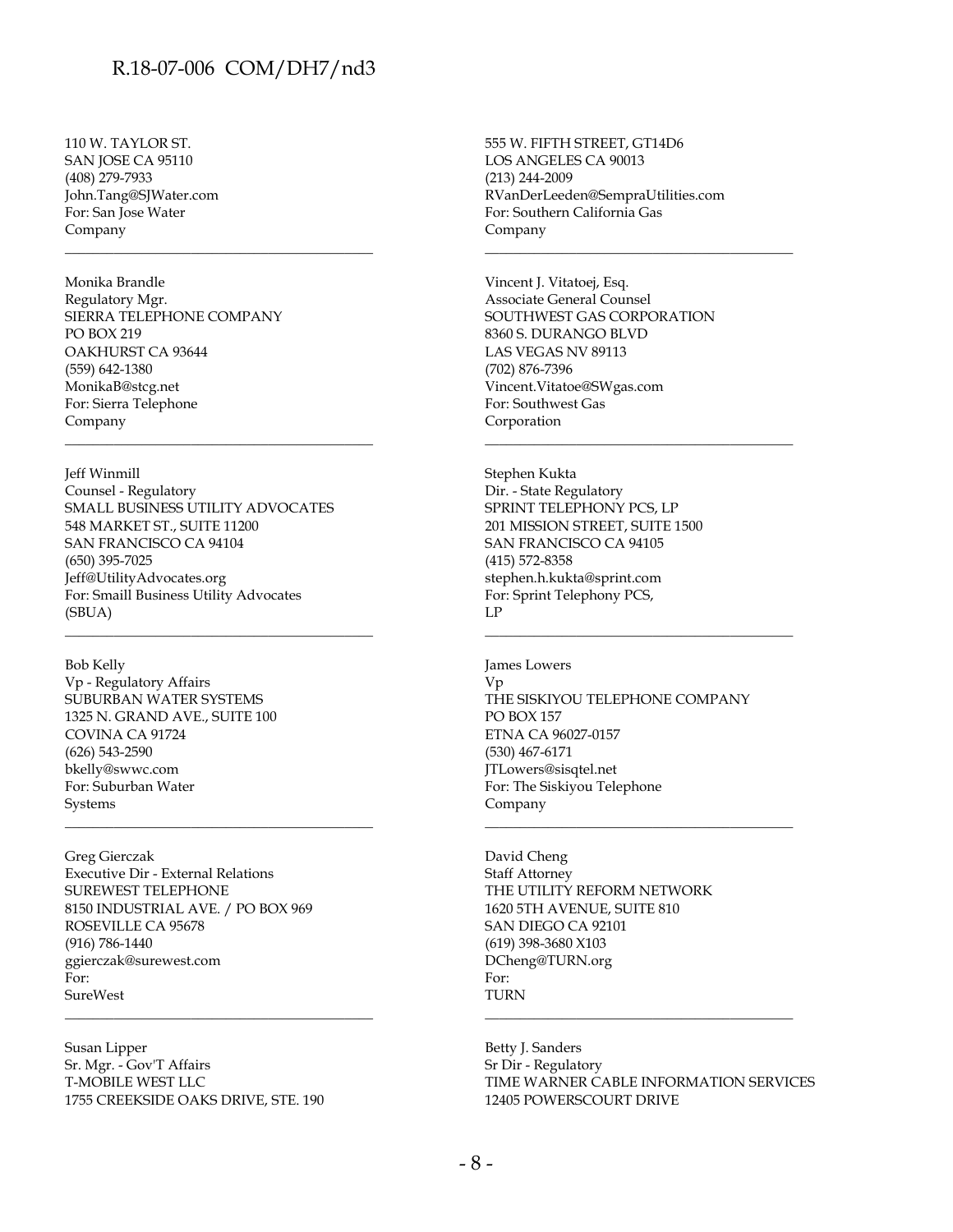110 W. TAYLOR ST.
SAN JOSE CA 95110
(408) 279-7933
John.Tang@SJWater.com
For: San Jose Water
Company

---

Monika Brandle
Regulatory Mgr.
SIERRA TELEPHONE COMPANY
PO BOX 219
OAKHURST CA 93644
(559) 642-1380
MonikaB@stcg.net
For: Sierra Telephone
Company

---

Jeff Winmill
Counsel - Regulatory
SMALL BUSINESS UTILITY ADVOCATES
548 MARKET ST., SUITE 11200
SAN FRANCISCO CA 94104
(650) 395-7025
Jeff@UtilityAdvocates.org
For: Smaill Business Utility Advocates
(SBUA)

---

Bob Kelly
Vp - Regulatory Affairs
SUBURBAN WATER SYSTEMS
1325 N. GRAND AVE., SUITE 100
COVINA CA 91724
(626) 543-2590
bkelly@swwc.com
For: Suburban Water
Systems

---

Greg Gierczak
Executive Dir - External Relations
SUREWEST TELEPHONE
8150 INDUSTRIAL AVE. / PO BOX 969
ROSEVILLE CA 95678
(916) 786-1440
ggierczak@surewest.com
For:
SureWest

---

Susan Lipper
Sr. Mgr. - Gov'T Affairs
T-MOBILE WEST LLC
1755 CREEKSIDE OAKS DRIVE, STE. 190

555 W. FIFTH STREET, GT14D6
LOS ANGELES CA 90013
(213) 244-2009
RVanDerLeeden@SempraUtilities.com
For: Southern California Gas
Company

---

Vincent J. Vitatoej, Esq.
Associate General Counsel
SOUTHWEST GAS CORPORATION
8360 S. DURANGO BLVD
LAS VEGAS NV 89113
(702) 876-7396
Vincent.Vitatoe@SWgas.com
For: Southwest Gas
Corporation

---

Stephen Kukta
Dir. - State Regulatory
SPRINT TELEPHONY PCS, LP
201 MISSION STREET, SUITE 1500
SAN FRANCISCO CA 94105
(415) 572-8358
stephen.h.kukta@sprint.com
For: Sprint Telephony PCS,
LP

---

James Lowers
Vp
THE SISKIYOU TELEPHONE COMPANY
PO BOX 157
ETNA CA 96027-0157
(530) 467-6171
JTLowers@sisqtel.net
For: The Siskiyou Telephone
Company

---

David Cheng
Staff Attorney
THE UTILITY REFORM NETWORK
1620 5TH AVENUE, SUITE 810
SAN DIEGO CA 92101
(619) 398-3680 X103
DCheng@TURN.org
For:
TURN

---

Betty J. Sanders
Sr Dir - Regulatory
TIME WARNER CABLE INFORMATION SERVICES
12405 POWERSCOURT DRIVE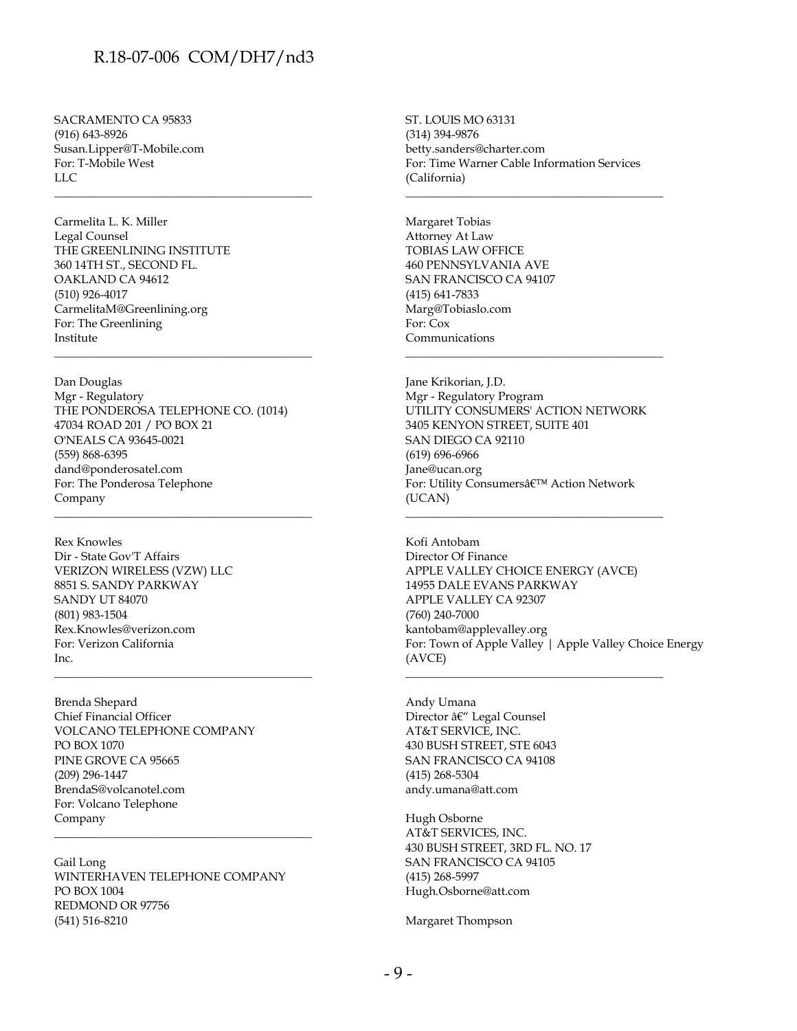SACRAMENTO CA 95833
(916) 643-8926
Susan.Lipper@T-Mobile.com
For: T-Mobile West LLC

---

Carmelita L. K. Miller
Legal Counsel
THE GREENLINING INSTITUTE
360 14TH ST., SECOND FL.
OAKLAND CA 94612
(510) 926-4017
CarmelitaM@Greenlining.org
For: The Greenlining Institute

---

Dan Douglas
Mgr - Regulatory
THE PONDEROSA TELEPHONE CO. (1014)
47034 ROAD 201 / PO BOX 21
O'NEALS CA 93645-0021
(559) 868-6395
dand@ponderosatel.com
For: The Ponderosa Telephone Company

---

Rex Knowles
Dir - State Gov'T Affairs
VERIZON WIRELESS (VZW) LLC
8851 S. SANDY PARKWAY
SANDY UT 84070
(801) 983-1504
Rex.Knowles@verizon.com
For: Verizon California Inc.

---

Brenda Shepard
Chief Financial Officer
VOLCANO TELEPHONE COMPANY
PO BOX 1070
PINE GROVE CA 95665
(209) 296-1447
BrendaS@volcanotel.com
For: Volcano Telephone Company

---

Gail Long
WINTERHAVEN TELEPHONE COMPANY
PO BOX 1004
REDMOND OR 97756
(541) 516-8210

ST. LOUIS MO 63131
(314) 394-9876
betty.sanders@charter.com
For: Time Warner Cable Information Services (California)

---

Margaret Tobias
Attorney At Law
TOBIAS LAW OFFICE
460 PENNSYLVANIA AVE
SAN FRANCISCO CA 94107
(415) 641-7833
Marg@Tobiaslo.com
For: Cox Communications

---

Jane Krikorian, J.D.
Mgr - Regulatory Program
UTILITY CONSUMERS' ACTION NETWORK
3405 KENYON STREET, SUITE 401
SAN DIEGO CA 92110
(619) 696-6966
Jane@ucan.org
For: Utility Consumersâ€™ Action Network (UCAN)

---

Kofi Antobam
Director Of Finance
APPLE VALLEY CHOICE ENERGY (AVCE)
14955 DALE EVANS PARKWAY
APPLE VALLEY CA 92307
(760) 240-7000
kantobam@applevalley.org
For: Town of Apple Valley | Apple Valley Choice Energy (AVCE)

---

Andy Umana
Director â€" Legal Counsel
AT&T SERVICE, INC.
430 BUSH STREET, STE 6043
SAN FRANCISCO CA 94108
(415) 268-5304
andy.umana@att.com

Hugh Osborne
AT&T SERVICES, INC.
430 BUSH STREET, 3RD FL. NO. 17
SAN FRANCISCO CA 94105
(415) 268-5997
Hugh.Osborne@att.com

Margaret Thompson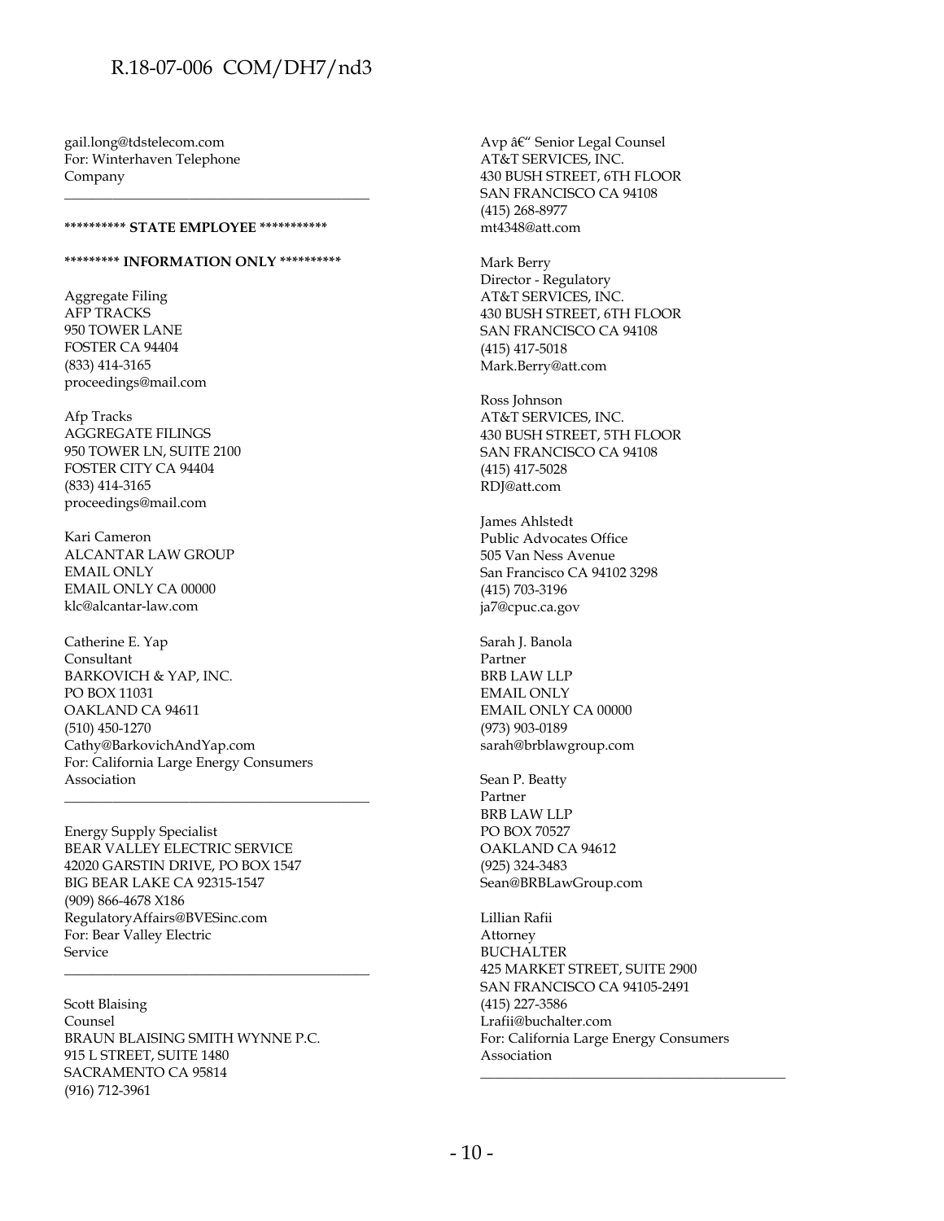gail.long@tdstelecom.com
For: Winterhaven Telephone Company

---

**\*\*\*\*\*\*\*\*\*\* STATE EMPLOYEE \*\*\*\*\*\*\*\*\*\*\***

**\*\*\*\*\*\*\*\*\* INFORMATION ONLY \*\*\*\*\*\*\*\*\*\***

Aggregate Filing
AFP TRACKS
950 TOWER LANE
FOSTER CA 94404
(833) 414-3165
proceedings@mail.com

Afp Tracks
AGGREGATE FILINGS
950 TOWER LN, SUITE 2100
FOSTER CITY CA 94404
(833) 414-3165
proceedings@mail.com

Kari Cameron
ALCANTAR LAW GROUP
EMAIL ONLY
EMAIL ONLY CA 00000
klc@alcantar-law.com

Catherine E. Yap
Consultant
BARKOVICH & YAP, INC.
PO BOX 11031
OAKLAND CA 94611
(510) 450-1270
Cathy@BarkovichAndYap.com
For: California Large Energy Consumers Association

---

Energy Supply Specialist
BEAR VALLEY ELECTRIC SERVICE
42020 GARSTIN DRIVE, PO BOX 1547
BIG BEAR LAKE CA 92315-1547
(909) 866-4678 X186
RegulatoryAffairs@BVESinc.com
For: Bear Valley Electric Service

---

Scott Blaising
Counsel
BRAUN BLAISING SMITH WYNNE P.C.
915 L STREET, SUITE 1480
SACRAMENTO CA 95814
(916) 712-3961

Avp â€“ Senior Legal Counsel
AT&T SERVICES, INC.
430 BUSH STREET, 6TH FLOOR
SAN FRANCISCO CA 94108
(415) 268-8977
mt4348@att.com

Mark Berry
Director - Regulatory
AT&T SERVICES, INC.
430 BUSH STREET, 6TH FLOOR
SAN FRANCISCO CA 94108
(415) 417-5018
Mark.Berry@att.com

Ross Johnson
AT&T SERVICES, INC.
430 BUSH STREET, 5TH FLOOR
SAN FRANCISCO CA 94108
(415) 417-5028
RDJ@att.com

James Ahlstedt
Public Advocates Office
505 Van Ness Avenue
San Francisco CA 94102 3298
(415) 703-3196
ja7@cpuc.ca.gov

Sarah J. Banola
Partner
BRB LAW LLP
EMAIL ONLY
EMAIL ONLY CA 00000
(973) 903-0189
sarah@brblawgroup.com

Sean P. Beatty
Partner
BRB LAW LLP
PO BOX 70527
OAKLAND CA 94612
(925) 324-3483
Sean@BRBLawGroup.com

Lillian Rafii
Attorney
BUCHALTER
425 MARKET STREET, SUITE 2900
SAN FRANCISCO CA 94105-2491
(415) 227-3586
Lrafii@buchalter.com
For: California Large Energy Consumers Association

---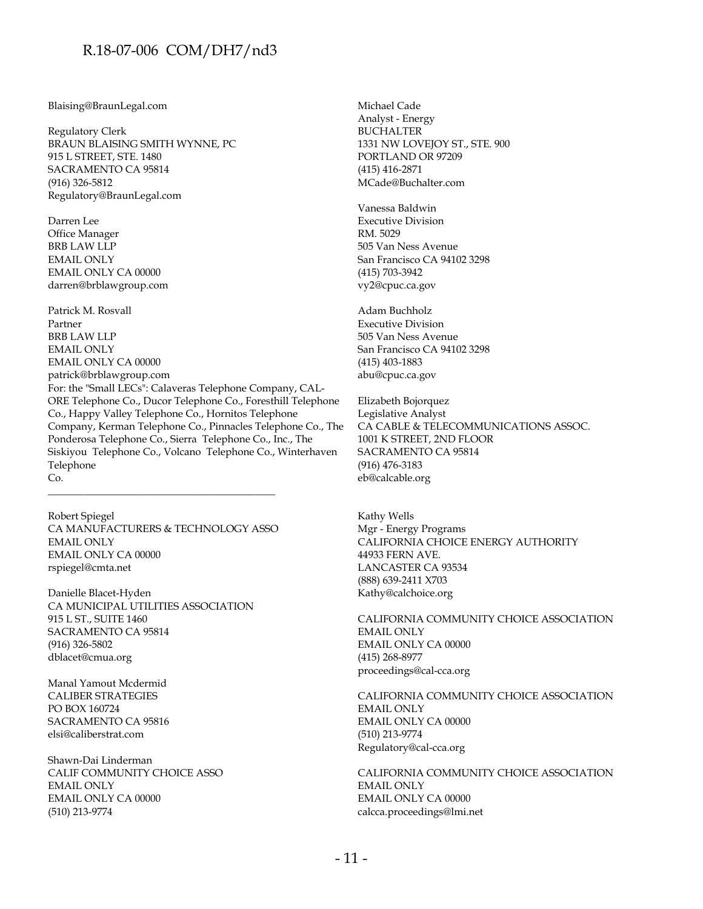Blaising@BraunLegal.com

Regulatory Clerk
BRAUN BLAISING SMITH WYNNE, PC
915 L STREET, STE. 1480
SACRAMENTO CA 95814
(916) 326-5812
Regulatory@BraunLegal.com

Darren Lee
Office Manager
BRB LAW LLP
EMAIL ONLY
EMAIL ONLY CA 00000
darren@brblawgroup.com

Patrick M. Rosvall
Partner
BRB LAW LLP
EMAIL ONLY
EMAIL ONLY CA 00000
patrick@brblawgroup.com
For: the "Small LECs": Calaveras Telephone Company, CAL-ORE Telephone Co., Ducor Telephone Co., Foresthill Telephone Co., Happy Valley Telephone Co., Hornitos Telephone Company, Kerman Telephone Co., Pinnacles Telephone Co., The Ponderosa Telephone Co., Sierra Telephone Co., Inc., The Siskiyou Telephone Co., Volcano Telephone Co., Winterhaven Telephone Co.

---

Robert Spiegel
CA MANUFACTURERS & TECHNOLOGY ASSO
EMAIL ONLY
EMAIL ONLY CA 00000
rspiegel@cmta.net

Danielle Blacet-Hyden
CA MUNICIPAL UTILITIES ASSOCIATION
915 L ST., SUITE 1460
SACRAMENTO CA 95814
(916) 326-5802
dblacet@cmua.org

Manal Yamout Mcdermid
CALIBER STRATEGIES
PO BOX 160724
SACRAMENTO CA 95816
elsi@caliberstrat.com

Shawn-Dai Linderman
CALIF COMMUNITY CHOICE ASSO
EMAIL ONLY
EMAIL ONLY CA 00000
(510) 213-9774

Michael Cade
Analyst - Energy
BUCHALTER
1331 NW LOVEJOY ST., STE. 900
PORTLAND OR 97209
(415) 416-2871
MCade@Buchalter.com

Vanessa Baldwin
Executive Division
RM. 5029
505 Van Ness Avenue
San Francisco CA 94102 3298
(415) 703-3942
vy2@cpuc.ca.gov

Adam Buchholz
Executive Division
505 Van Ness Avenue
San Francisco CA 94102 3298
(415) 403-1883
abu@cpuc.ca.gov

Elizabeth Bojorquez
Legislative Analyst
CA CABLE & TELECOMMUNICATIONS ASSOC.
1001 K STREET, 2ND FLOOR
SACRAMENTO CA 95814
(916) 476-3183
eb@calcable.org

Kathy Wells
Mgr - Energy Programs
CALIFORNIA CHOICE ENERGY AUTHORITY
44933 FERN AVE.
LANCASTER CA 93534
(888) 639-2411 X703
Kathy@calchoice.org

CALIFORNIA COMMUNITY CHOICE ASSOCIATION
EMAIL ONLY
EMAIL ONLY CA 00000
(415) 268-8977
proceedings@cal-cca.org

CALIFORNIA COMMUNITY CHOICE ASSOCIATION
EMAIL ONLY
EMAIL ONLY CA 00000
(510) 213-9774
Regulatory@cal-cca.org

CALIFORNIA COMMUNITY CHOICE ASSOCIATION
EMAIL ONLY
EMAIL ONLY CA 00000
calcca.proceedings@lmi.net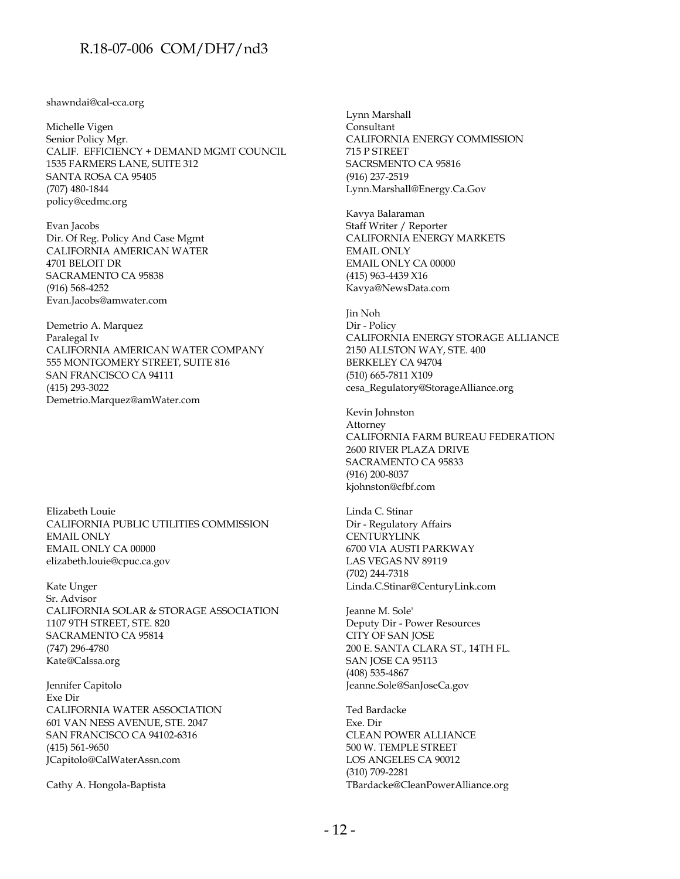shawndai@cal-cca.org

Michelle Vigen
Senior Policy Mgr.
CALIF. EFFICIENCY + DEMAND MGMT COUNCIL
1535 FARMERS LANE, SUITE 312
SANTA ROSA CA 95405
(707) 480-1844
policy@cedmc.org

Evan Jacobs
Dir. Of Reg. Policy And Case Mgmt
CALIFORNIA AMERICAN WATER
4701 BELOIT DR
SACRAMENTO CA 95838
(916) 568-4252
Evan.Jacobs@amwater.com

Demetrio A. Marquez
Paralegal Iv
CALIFORNIA AMERICAN WATER COMPANY
555 MONTGOMERY STREET, SUITE 816
SAN FRANCISCO CA 94111
(415) 293-3022
Demetrio.Marquez@amWater.com

Elizabeth Louie
CALIFORNIA PUBLIC UTILITIES COMMISSION
EMAIL ONLY
EMAIL ONLY CA 00000
elizabeth.louie@cpuc.ca.gov

Kate Unger
Sr. Advisor
CALIFORNIA SOLAR & STORAGE ASSOCIATION
1107 9TH STREET, STE. 820
SACRAMENTO CA 95814
(747) 296-4780
Kate@Calssa.org

Jennifer Capitolo
Exe Dir
CALIFORNIA WATER ASSOCIATION
601 VAN NESS AVENUE, STE. 2047
SAN FRANCISCO CA 94102-6316
(415) 561-9650
JCapitolo@CalWaterAssn.com

Cathy A. Hongola-Baptista

Lynn Marshall
Consultant
CALIFORNIA ENERGY COMMISSION
715 P STREET
SACRSMENTO CA 95816
(916) 237-2519
Lynn.Marshall@Energy.Ca.Gov

Kavya Balaraman
Staff Writer / Reporter
CALIFORNIA ENERGY MARKETS
EMAIL ONLY
EMAIL ONLY CA 00000
(415) 963-4439 X16
Kavya@NewsData.com

Jin Noh
Dir - Policy
CALIFORNIA ENERGY STORAGE ALLIANCE
2150 ALLSTON WAY, STE. 400
BERKELEY CA 94704
(510) 665-7811 X109
cesa_Regulatory@StorageAlliance.org

Kevin Johnston
Attorney
CALIFORNIA FARM BUREAU FEDERATION
2600 RIVER PLAZA DRIVE
SACRAMENTO CA 95833
(916) 200-8037
kjohnston@cfbf.com

Linda C. Stinar
Dir - Regulatory Affairs
CENTURYLINK
6700 VIA AUSTI PARKWAY
LAS VEGAS NV 89119
(702) 244-7318
Linda.C.Stinar@CenturyLink.com

Jeanne M. Sole'
Deputy Dir - Power Resources
CITY OF SAN JOSE
200 E. SANTA CLARA ST., 14TH FL.
SAN JOSE CA 95113
(408) 535-4867
Jeanne.Sole@SanJoseCa.gov

Ted Bardacke
Exe. Dir
CLEAN POWER ALLIANCE
500 W. TEMPLE STREET
LOS ANGELES CA 90012
(310) 709-2281
TBardacke@CleanPowerAlliance.org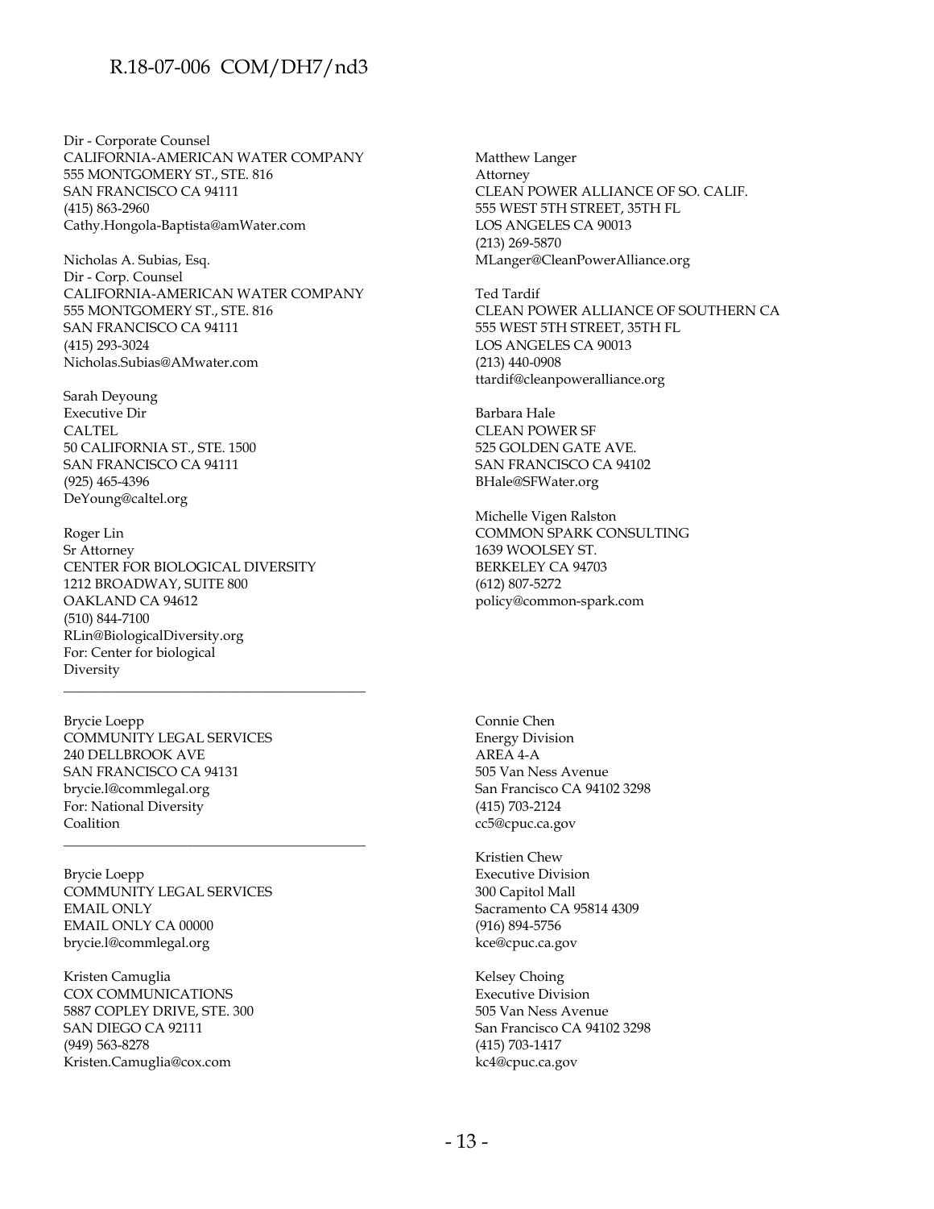Dir - Corporate Counsel
CALIFORNIA-AMERICAN WATER COMPANY
555 MONTGOMERY ST., STE. 816
SAN FRANCISCO CA 94111
(415) 863-2960
Cathy.Hongola-Baptista@amWater.com

Nicholas A. Subias, Esq.
Dir - Corp. Counsel
CALIFORNIA-AMERICAN WATER COMPANY
555 MONTGOMERY ST., STE. 816
SAN FRANCISCO CA 94111
(415) 293-3024
Nicholas.Subias@AMwater.com

Sarah Deyoung
Executive Dir
CALTEL
50 CALIFORNIA ST., STE. 1500
SAN FRANCISCO CA 94111
(925) 465-4396
DeYoung@caltel.org

Roger Lin
Sr Attorney
CENTER FOR BIOLOGICAL DIVERSITY
1212 BROADWAY, SUITE 800
OAKLAND CA 94612
(510) 844-7100
RLin@BiologicalDiversity.org
For: Center for biological Diversity

---

Matthew Langer
Attorney
CLEAN POWER ALLIANCE OF SO. CALIF.
555 WEST 5TH STREET, 35TH FL
LOS ANGELES CA 90013
(213) 269-5870
MLanger@CleanPowerAlliance.org

Ted Tardif
CLEAN POWER ALLIANCE OF SOUTHERN CA
555 WEST 5TH STREET, 35TH FL
LOS ANGELES CA 90013
(213) 440-0908
ttardif@cleanpoweralliance.org

Barbara Hale
CLEAN POWER SF
525 GOLDEN GATE AVE.
SAN FRANCISCO CA 94102
BHale@SFWater.org

Michelle Vigen Ralston
COMMON SPARK CONSULTING
1639 WOOLSEY ST.
BERKELEY CA 94703
(612) 807-5272
policy@common-spark.com

Brycie Loepp
COMMUNITY LEGAL SERVICES
240 DELLBROOK AVE
SAN FRANCISCO CA 94131
brycie.l@commlegal.org
For: National Diversity Coalition

---

Brycie Loepp
COMMUNITY LEGAL SERVICES
EMAIL ONLY
EMAIL ONLY CA 00000
brycie.l@commlegal.org

Kristen Camuglia
COX COMMUNICATIONS
5887 COPLEY DRIVE, STE. 300
SAN DIEGO CA 92111
(949) 563-8278
Kristen.Camuglia@cox.com

Connie Chen
Energy Division
AREA 4-A
505 Van Ness Avenue
San Francisco CA 94102 3298
(415) 703-2124
cc5@cpuc.ca.gov

Kristien Chew
Executive Division
300 Capitol Mall
Sacramento CA 95814 4309
(916) 894-5756
kce@cpuc.ca.gov

Kelsey Choing
Executive Division
505 Van Ness Avenue
San Francisco CA 94102 3298
(415) 703-1417
kc4@cpuc.ca.gov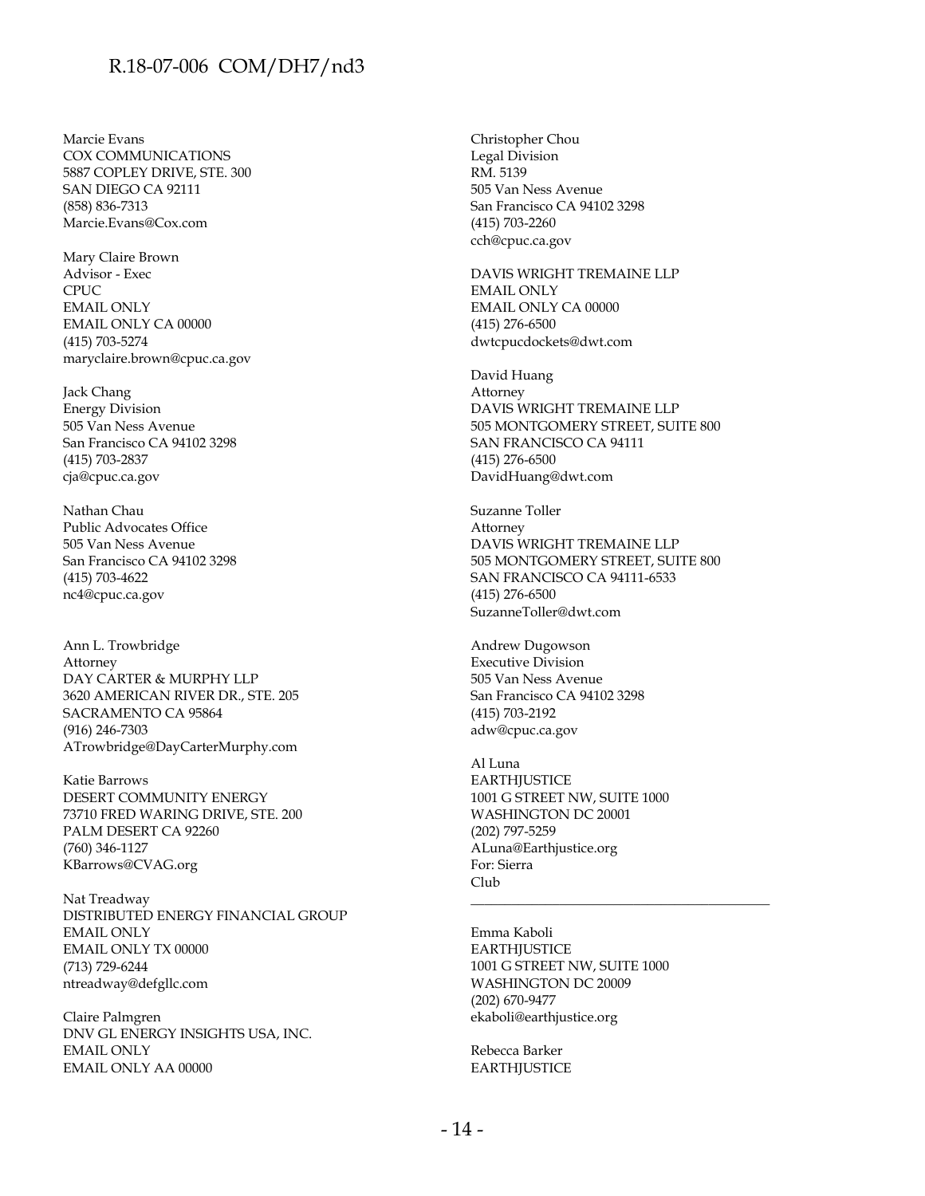Marcie Evans
COX COMMUNICATIONS
5887 COPLEY DRIVE, STE. 300
SAN DIEGO CA 92111
(858) 836-7313
Marcie.Evans@Cox.com

Mary Claire Brown
Advisor - Exec
CPUC
EMAIL ONLY
EMAIL ONLY CA 00000
(415) 703-5274
maryclaire.brown@cpuc.ca.gov

Jack Chang
Energy Division
505 Van Ness Avenue
San Francisco CA 94102 3298
(415) 703-2837
cja@cpuc.ca.gov

Nathan Chau
Public Advocates Office
505 Van Ness Avenue
San Francisco CA 94102 3298
(415) 703-4622
nc4@cpuc.ca.gov

Ann L. Trowbridge
Attorney
DAY CARTER & MURPHY LLP
3620 AMERICAN RIVER DR., STE. 205
SACRAMENTO CA 95864
(916) 246-7303
ATrowbridge@DayCarterMurphy.com

Katie Barrows
DESERT COMMUNITY ENERGY
73710 FRED WARING DRIVE, STE. 200
PALM DESERT CA 92260
(760) 346-1127
KBarrows@CVAG.org

Nat Treadway
DISTRIBUTED ENERGY FINANCIAL GROUP
EMAIL ONLY
EMAIL ONLY TX 00000
(713) 729-6244
ntreadway@defgllc.com

Claire Palmgren
DNV GL ENERGY INSIGHTS USA, INC.
EMAIL ONLY
EMAIL ONLY AA 00000

Christopher Chou
Legal Division
RM. 5139
505 Van Ness Avenue
San Francisco CA 94102 3298
(415) 703-2260
cch@cpuc.ca.gov

DAVIS WRIGHT TREMAINE LLP
EMAIL ONLY
EMAIL ONLY CA 00000
(415) 276-6500
dwtcpucdockets@dwt.com

David Huang
Attorney
DAVIS WRIGHT TREMAINE LLP
505 MONTGOMERY STREET, SUITE 800
SAN FRANCISCO CA 94111
(415) 276-6500
DavidHuang@dwt.com

Suzanne Toller
Attorney
DAVIS WRIGHT TREMAINE LLP
505 MONTGOMERY STREET, SUITE 800
SAN FRANCISCO CA 94111-6533
(415) 276-6500
SuzanneToller@dwt.com

Andrew Dugowson
Executive Division
505 Van Ness Avenue
San Francisco CA 94102 3298
(415) 703-2192
adw@cpuc.ca.gov

Al Luna
EARTHJUSTICE
1001 G STREET NW, SUITE 1000
WASHINGTON DC 20001
(202) 797-5259
ALuna@Earthjustice.org
For: Sierra Club

---

Emma Kaboli
EARTHJUSTICE
1001 G STREET NW, SUITE 1000
WASHINGTON DC 20009
(202) 670-9477
ekaboli@earthjustice.org

Rebecca Barker
EARTHJUSTICE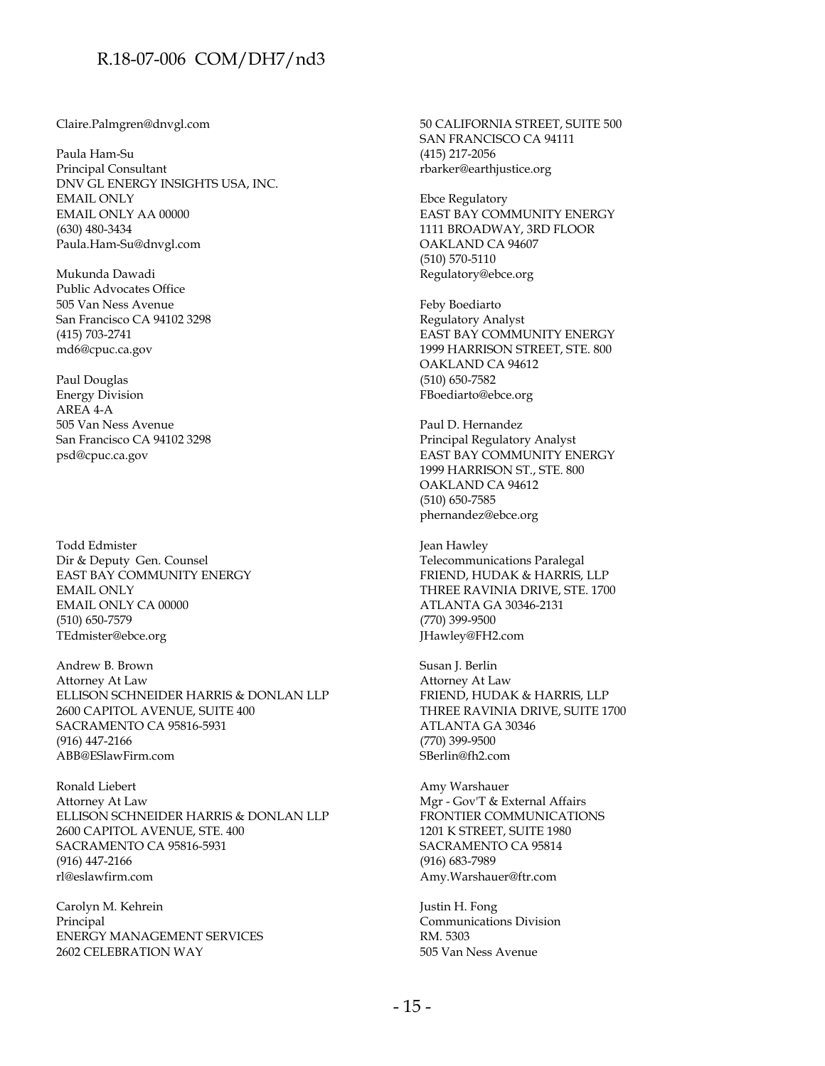Claire.Palmgren@dnvgl.com

Paula Ham-Su
Principal Consultant
DNV GL ENERGY INSIGHTS USA, INC.
EMAIL ONLY
EMAIL ONLY AA 00000
(630) 480-3434
Paula.Ham-Su@dnvgl.com

Mukunda Dawadi
Public Advocates Office
505 Van Ness Avenue
San Francisco CA 94102 3298
(415) 703-2741
md6@cpuc.ca.gov

Paul Douglas
Energy Division
AREA 4-A
505 Van Ness Avenue
San Francisco CA 94102 3298
psd@cpuc.ca.gov

Todd Edmister
Dir & Deputy Gen. Counsel
EAST BAY COMMUNITY ENERGY
EMAIL ONLY
EMAIL ONLY CA 00000
(510) 650-7579
TEdmister@ebce.org

Andrew B. Brown
Attorney At Law
ELLISON SCHNEIDER HARRIS & DONLAN LLP
2600 CAPITOL AVENUE, SUITE 400
SACRAMENTO CA 95816-5931
(916) 447-2166
ABB@ESlawFirm.com

Ronald Liebert
Attorney At Law
ELLISON SCHNEIDER HARRIS & DONLAN LLP
2600 CAPITOL AVENUE, STE. 400
SACRAMENTO CA 95816-5931
(916) 447-2166
rl@eslawfirm.com

Carolyn M. Kehrein
Principal
ENERGY MANAGEMENT SERVICES
2602 CELEBRATION WAY

50 CALIFORNIA STREET, SUITE 500
SAN FRANCISCO CA 94111
(415) 217-2056
rbarker@earthjustice.org

Ebce Regulatory
EAST BAY COMMUNITY ENERGY
1111 BROADWAY, 3RD FLOOR
OAKLAND CA 94607
(510) 570-5110
Regulatory@ebce.org

Feby Boediarto
Regulatory Analyst
EAST BAY COMMUNITY ENERGY
1999 HARRISON STREET, STE. 800
OAKLAND CA 94612
(510) 650-7582
FBoediarto@ebce.org

Paul D. Hernandez
Principal Regulatory Analyst
EAST BAY COMMUNITY ENERGY
1999 HARRISON ST., STE. 800
OAKLAND CA 94612
(510) 650-7585
phernandez@ebce.org

Jean Hawley
Telecommunications Paralegal
FRIEND, HUDAK & HARRIS, LLP
THREE RAVINIA DRIVE, STE. 1700
ATLANTA GA 30346-2131
(770) 399-9500
JHawley@FH2.com

Susan J. Berlin
Attorney At Law
FRIEND, HUDAK & HARRIS, LLP
THREE RAVINIA DRIVE, SUITE 1700
ATLANTA GA 30346
(770) 399-9500
SBerlin@fh2.com

Amy Warshauer
Mgr - Gov'T & External Affairs
FRONTIER COMMUNICATIONS
1201 K STREET, SUITE 1980
SACRAMENTO CA 95814
(916) 683-7989
Amy.Warshauer@ftr.com

Justin H. Fong
Communications Division
RM. 5303
505 Van Ness Avenue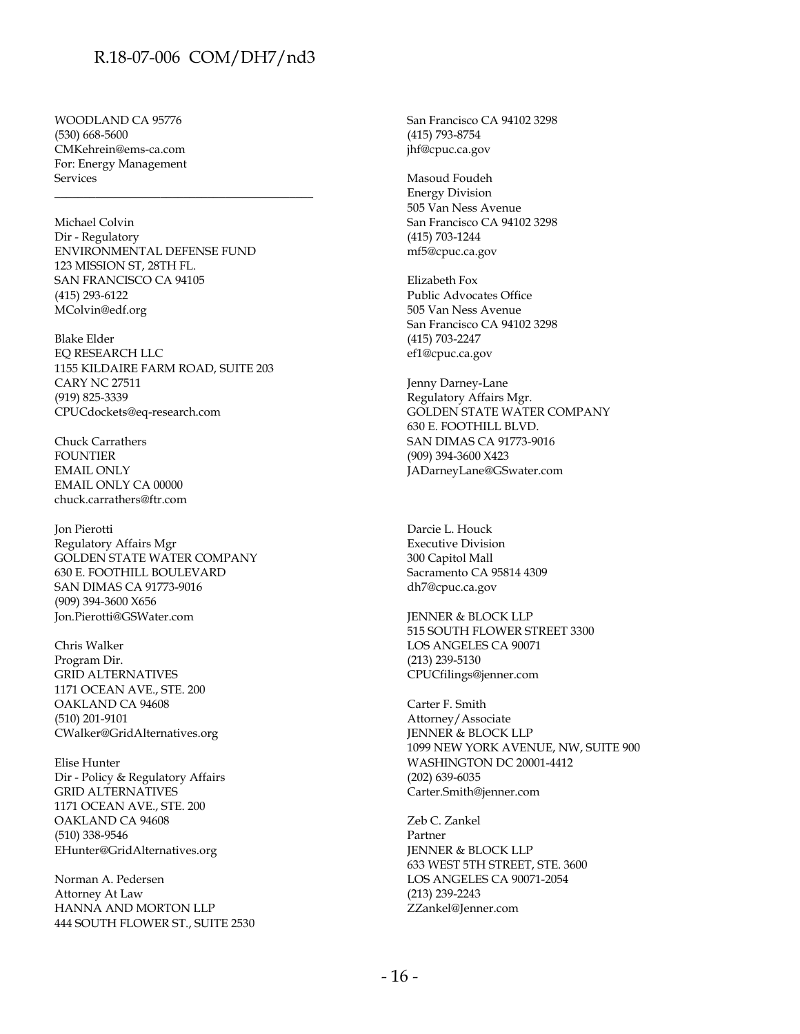WOODLAND CA 95776
(530) 668-5600
CMKehrein@ems-ca.com
For: Energy Management Services

---

Michael Colvin
Dir - Regulatory
ENVIRONMENTAL DEFENSE FUND
123 MISSION ST, 28TH FL.
SAN FRANCISCO CA 94105
(415) 293-6122
MColvin@edf.org

Blake Elder
EQ RESEARCH LLC
1155 KILDAIRE FARM ROAD, SUITE 203
CARY NC 27511
(919) 825-3339
CPUCdockets@eq-research.com

Chuck Carrathers
FOUNTIER
EMAIL ONLY
EMAIL ONLY CA 00000
chuck.carrathers@ftr.com

Jon Pierotti
Regulatory Affairs Mgr
GOLDEN STATE WATER COMPANY
630 E. FOOTHILL BOULEVARD
SAN DIMAS CA 91773-9016
(909) 394-3600 X656
Jon.Pierotti@GSWater.com

Chris Walker
Program Dir.
GRID ALTERNATIVES
1171 OCEAN AVE., STE. 200
OAKLAND CA 94608
(510) 201-9101
CWalker@GridAlternatives.org

Elise Hunter
Dir - Policy & Regulatory Affairs
GRID ALTERNATIVES
1171 OCEAN AVE., STE. 200
OAKLAND CA 94608
(510) 338-9546
EHunter@GridAlternatives.org

Norman A. Pedersen
Attorney At Law
HANNA AND MORTON LLP
444 SOUTH FLOWER ST., SUITE 2530

San Francisco CA 94102 3298
(415) 793-8754
jhf@cpuc.ca.gov

Masoud Foudeh
Energy Division
505 Van Ness Avenue
San Francisco CA 94102 3298
(415) 703-1244
mf5@cpuc.ca.gov

Elizabeth Fox
Public Advocates Office
505 Van Ness Avenue
San Francisco CA 94102 3298
(415) 703-2247
ef1@cpuc.ca.gov

Jenny Darney-Lane
Regulatory Affairs Mgr.
GOLDEN STATE WATER COMPANY
630 E. FOOTHILL BLVD.
SAN DIMAS CA 91773-9016
(909) 394-3600 X423
JADarneyLane@GSwater.com

Darcie L. Houck
Executive Division
300 Capitol Mall
Sacramento CA 95814 4309
dh7@cpuc.ca.gov

JENNER & BLOCK LLP
515 SOUTH FLOWER STREET 3300
LOS ANGELES CA 90071
(213) 239-5130
CPUCfilings@jenner.com

Carter F. Smith
Attorney/Associate
JENNER & BLOCK LLP
1099 NEW YORK AVENUE, NW, SUITE 900
WASHINGTON DC 20001-4412
(202) 639-6035
Carter.Smith@jenner.com

Zeb C. Zankel
Partner
JENNER & BLOCK LLP
633 WEST 5TH STREET, STE. 3600
LOS ANGELES CA 90071-2054
(213) 239-2243
ZZankel@Jenner.com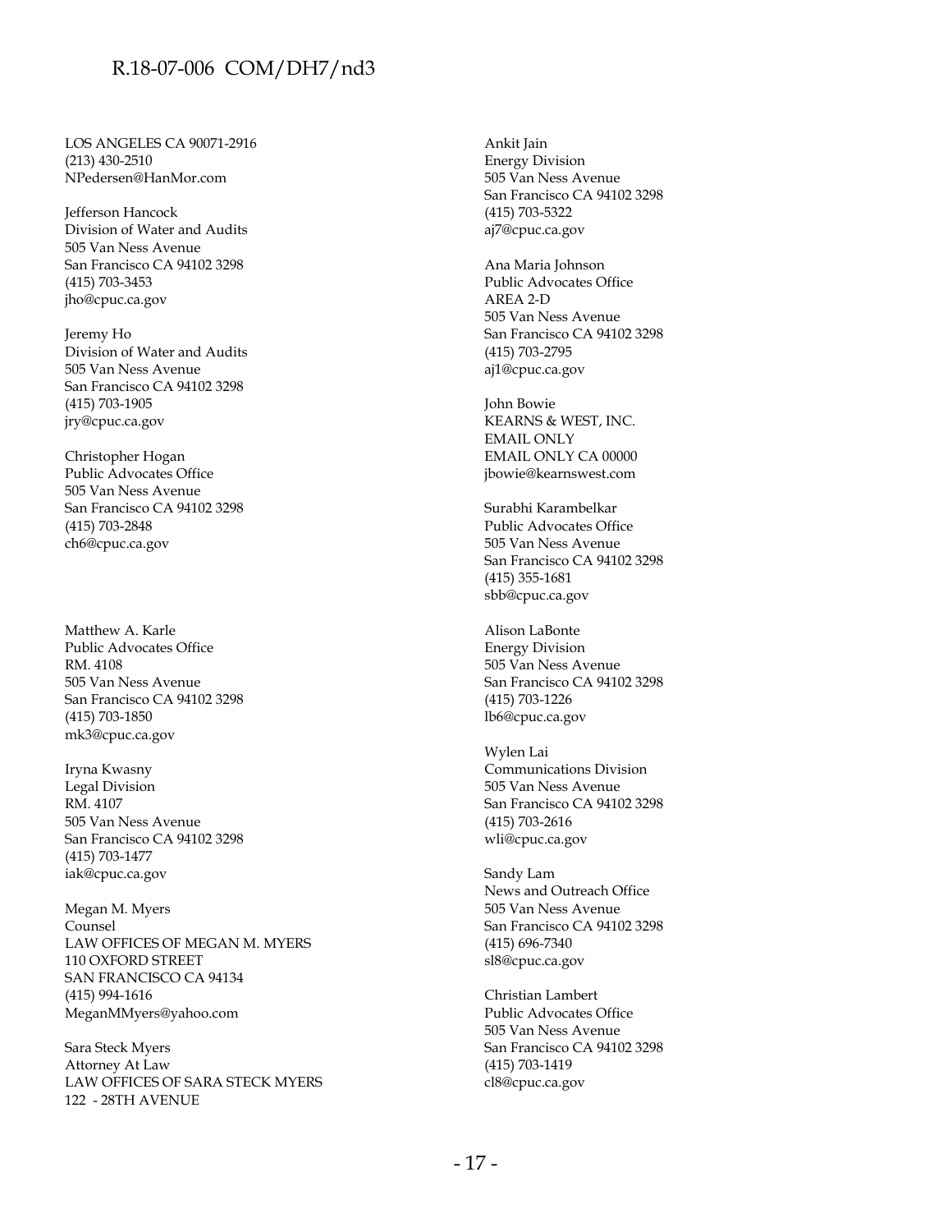LOS ANGELES CA 90071-2916
(213) 430-2510
NPedersen@HanMor.com

Jefferson Hancock
Division of Water and Audits
505 Van Ness Avenue
San Francisco CA 94102 3298
(415) 703-3453
jho@cpuc.ca.gov

Jeremy Ho
Division of Water and Audits
505 Van Ness Avenue
San Francisco CA 94102 3298
(415) 703-1905
jry@cpuc.ca.gov

Christopher Hogan
Public Advocates Office
505 Van Ness Avenue
San Francisco CA 94102 3298
(415) 703-2848
ch6@cpuc.ca.gov

Matthew A. Karle
Public Advocates Office
RM. 4108
505 Van Ness Avenue
San Francisco CA 94102 3298
(415) 703-1850
mk3@cpuc.ca.gov

Iryna Kwasny
Legal Division
RM. 4107
505 Van Ness Avenue
San Francisco CA 94102 3298
(415) 703-1477
iak@cpuc.ca.gov

Megan M. Myers
Counsel
LAW OFFICES OF MEGAN M. MYERS
110 OXFORD STREET
SAN FRANCISCO CA 94134
(415) 994-1616
MeganMMyers@yahoo.com

Sara Steck Myers
Attorney At Law
LAW OFFICES OF SARA STECK MYERS
122 - 28TH AVENUE

Ankit Jain
Energy Division
505 Van Ness Avenue
San Francisco CA 94102 3298
(415) 703-5322
aj7@cpuc.ca.gov

Ana Maria Johnson
Public Advocates Office
AREA 2-D
505 Van Ness Avenue
San Francisco CA 94102 3298
(415) 703-2795
aj1@cpuc.ca.gov

John Bowie
KEARNS & WEST, INC.
EMAIL ONLY
EMAIL ONLY CA 00000
jbowie@kearnswest.com

Surabhi Karambelkar
Public Advocates Office
505 Van Ness Avenue
San Francisco CA 94102 3298
(415) 355-1681
sbb@cpuc.ca.gov

Alison LaBonte
Energy Division
505 Van Ness Avenue
San Francisco CA 94102 3298
(415) 703-1226
lb6@cpuc.ca.gov

Wylen Lai
Communications Division
505 Van Ness Avenue
San Francisco CA 94102 3298
(415) 703-2616
wli@cpuc.ca.gov

Sandy Lam
News and Outreach Office
505 Van Ness Avenue
San Francisco CA 94102 3298
(415) 696-7340
sl8@cpuc.ca.gov

Christian Lambert
Public Advocates Office
505 Van Ness Avenue
San Francisco CA 94102 3298
(415) 703-1419
cl8@cpuc.ca.gov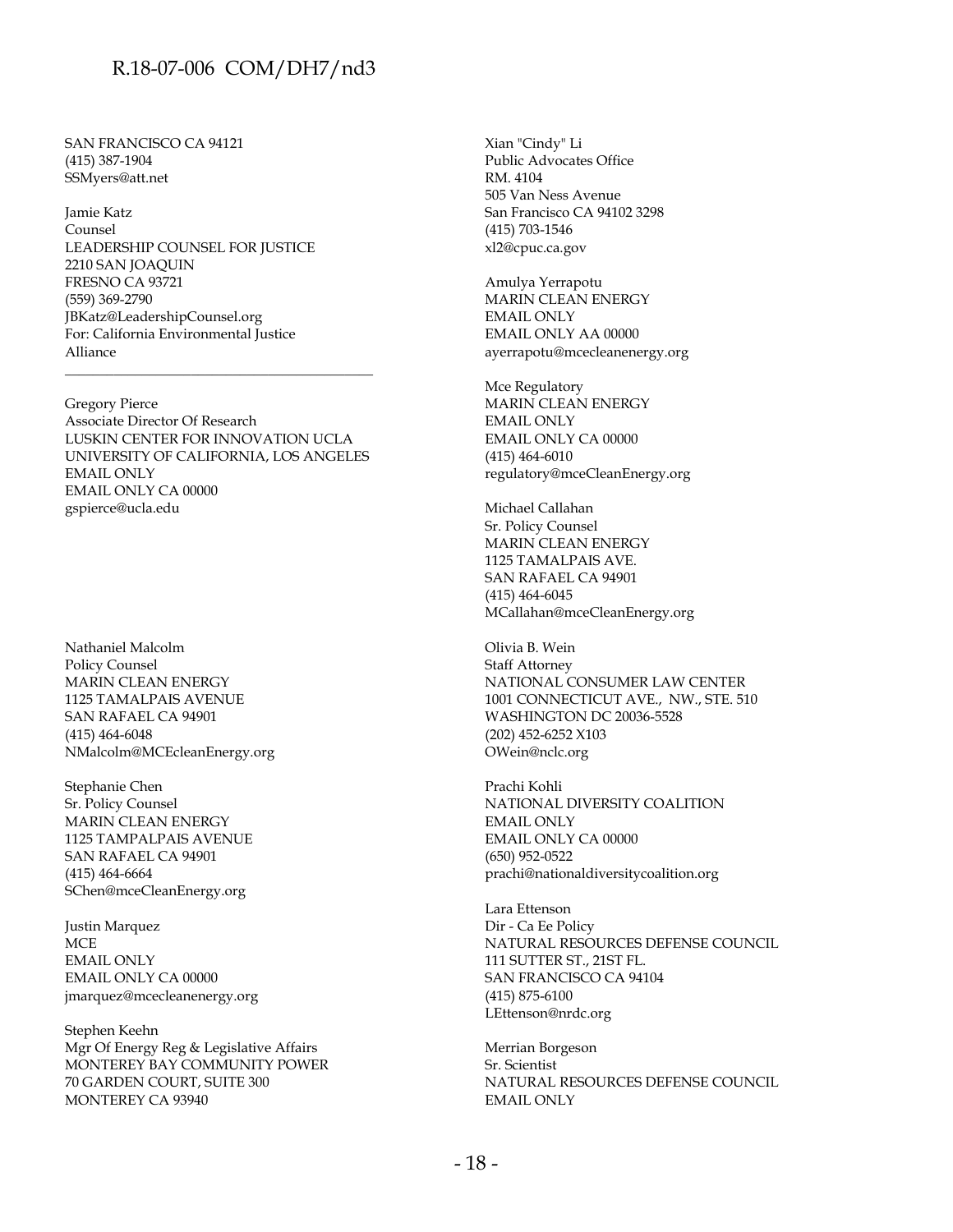SAN FRANCISCO CA 94121
(415) 387-1904
SSMyers@att.net

Jamie Katz
Counsel
LEADERSHIP COUNSEL FOR JUSTICE
2210 SAN JOAQUIN
FRESNO CA 93721
(559) 369-2790
JBKatz@LeadershipCounsel.org
For: California Environmental Justice Alliance

---

Gregory Pierce
Associate Director Of Research
LUSKIN CENTER FOR INNOVATION UCLA
UNIVERSITY OF CALIFORNIA, LOS ANGELES
EMAIL ONLY
EMAIL ONLY CA 00000
gspierce@ucla.edu

Nathaniel Malcolm
Policy Counsel
MARIN CLEAN ENERGY
1125 TAMALPAIS AVENUE
SAN RAFAEL CA 94901
(415) 464-6048
NMalcolm@MCEcleanEnergy.org

Stephanie Chen
Sr. Policy Counsel
MARIN CLEAN ENERGY
1125 TAMPALPAIS AVENUE
SAN RAFAEL CA 94901
(415) 464-6664
SChen@mceCleanEnergy.org

Justin Marquez
MCE
EMAIL ONLY
EMAIL ONLY CA 00000
jmarquez@mcecleanenergy.org

Stephen Keehn
Mgr Of Energy Reg & Legislative Affairs
MONTEREY BAY COMMUNITY POWER
70 GARDEN COURT, SUITE 300
MONTEREY CA 93940

Xian "Cindy" Li
Public Advocates Office
RM. 4104
505 Van Ness Avenue
San Francisco CA 94102 3298
(415) 703-1546
xl2@cpuc.ca.gov

Amulya Yerrapotu
MARIN CLEAN ENERGY
EMAIL ONLY
EMAIL ONLY AA 00000
ayerrapotu@mcecleanenergy.org

Mce Regulatory
MARIN CLEAN ENERGY
EMAIL ONLY
EMAIL ONLY CA 00000
(415) 464-6010
regulatory@mceCleanEnergy.org

Michael Callahan
Sr. Policy Counsel
MARIN CLEAN ENERGY
1125 TAMALPAIS AVE.
SAN RAFAEL CA 94901
(415) 464-6045
MCallahan@mceCleanEnergy.org

Olivia B. Wein
Staff Attorney
NATIONAL CONSUMER LAW CENTER
1001 CONNECTICUT AVE., NW., STE. 510
WASHINGTON DC 20036-5528
(202) 452-6252 X103
OWein@nclc.org

Prachi Kohli
NATIONAL DIVERSITY COALITION
EMAIL ONLY
EMAIL ONLY CA 00000
(650) 952-0522
prachi@nationaldiversitycoalition.org

Lara Ettenson
Dir - Ca Ee Policy
NATURAL RESOURCES DEFENSE COUNCIL
111 SUTTER ST., 21ST FL.
SAN FRANCISCO CA 94104
(415) 875-6100
LEttenson@nrdc.org

Merrian Borgeson
Sr. Scientist
NATURAL RESOURCES DEFENSE COUNCIL
EMAIL ONLY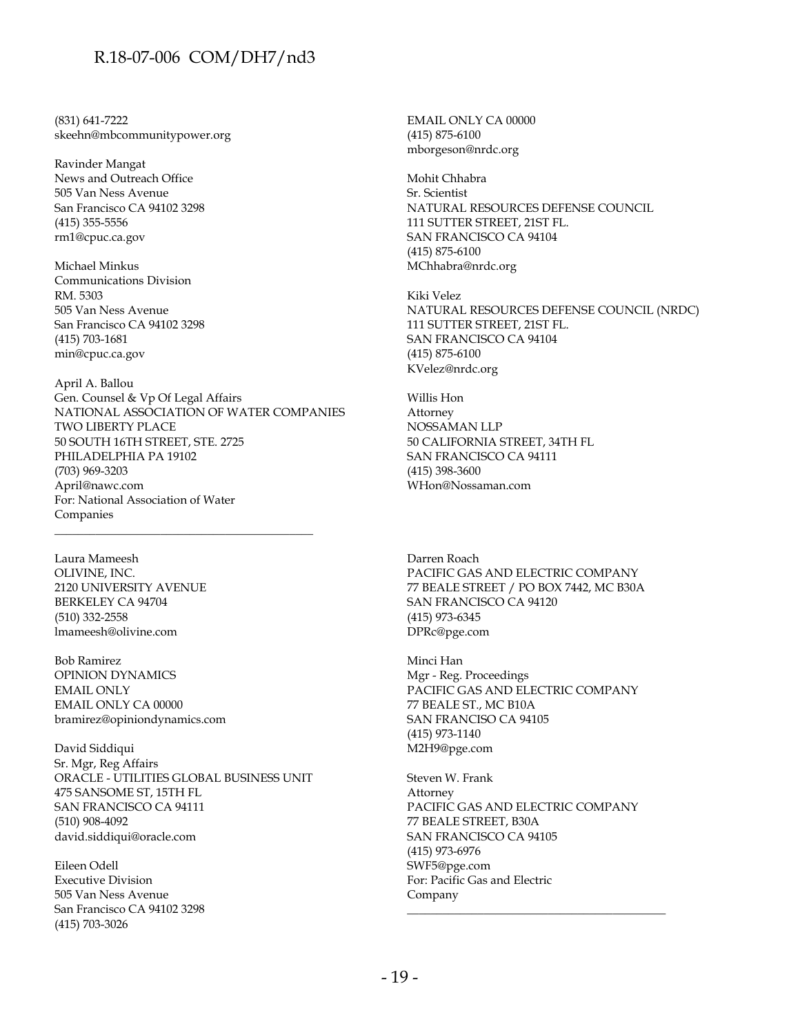(831) 641-7222
skeehn@mbcommunitypower.org

Ravinder Mangat
News and Outreach Office
505 Van Ness Avenue
San Francisco CA 94102 3298
(415) 355-5556
rm1@cpuc.ca.gov

Michael Minkus
Communications Division
RM. 5303
505 Van Ness Avenue
San Francisco CA 94102 3298
(415) 703-1681
min@cpuc.ca.gov

April A. Ballou
Gen. Counsel & Vp Of Legal Affairs
NATIONAL ASSOCIATION OF WATER COMPANIES
TWO LIBERTY PLACE
50 SOUTH 16TH STREET, STE. 2725
PHILADELPHIA PA 19102
(703) 969-3203
April@nawc.com
For: National Association of Water Companies

---

EMAIL ONLY CA 00000
(415) 875-6100
mborgeson@nrdc.org

Mohit Chhabra
Sr. Scientist
NATURAL RESOURCES DEFENSE COUNCIL
111 SUTTER STREET, 21ST FL.
SAN FRANCISCO CA 94104
(415) 875-6100
MChhabra@nrdc.org

Kiki Velez
NATURAL RESOURCES DEFENSE COUNCIL (NRDC)
111 SUTTER STREET, 21ST FL.
SAN FRANCISCO CA 94104
(415) 875-6100
KVelez@nrdc.org

Willis Hon
Attorney
NOSSAMAN LLP
50 CALIFORNIA STREET, 34TH FL
SAN FRANCISCO CA 94111
(415) 398-3600
WHon@Nossaman.com

Laura Mameesh
OLIVINE, INC.
2120 UNIVERSITY AVENUE
BERKELEY CA 94704
(510) 332-2558
lmameesh@olivine.com

Bob Ramirez
OPINION DYNAMICS
EMAIL ONLY
EMAIL ONLY CA 00000
bramirez@opiniondynamics.com

David Siddiqui
Sr. Mgr, Reg Affairs
ORACLE - UTILITIES GLOBAL BUSINESS UNIT
475 SANSOME ST, 15TH FL
SAN FRANCISCO CA 94111
(510) 908-4092
david.siddiqui@oracle.com

Eileen Odell
Executive Division
505 Van Ness Avenue
San Francisco CA 94102 3298
(415) 703-3026

Darren Roach
PACIFIC GAS AND ELECTRIC COMPANY
77 BEALE STREET / PO BOX 7442, MC B30A
SAN FRANCISCO CA 94120
(415) 973-6345
DPRc@pge.com

Minci Han
Mgr - Reg. Proceedings
PACIFIC GAS AND ELECTRIC COMPANY
77 BEALE ST., MC B10A
SAN FRANCISO CA 94105
(415) 973-1140
M2H9@pge.com

Steven W. Frank
Attorney
PACIFIC GAS AND ELECTRIC COMPANY
77 BEALE STREET, B30A
SAN FRANCISCO CA 94105
(415) 973-6976
SWF5@pge.com
For: Pacific Gas and Electric Company

---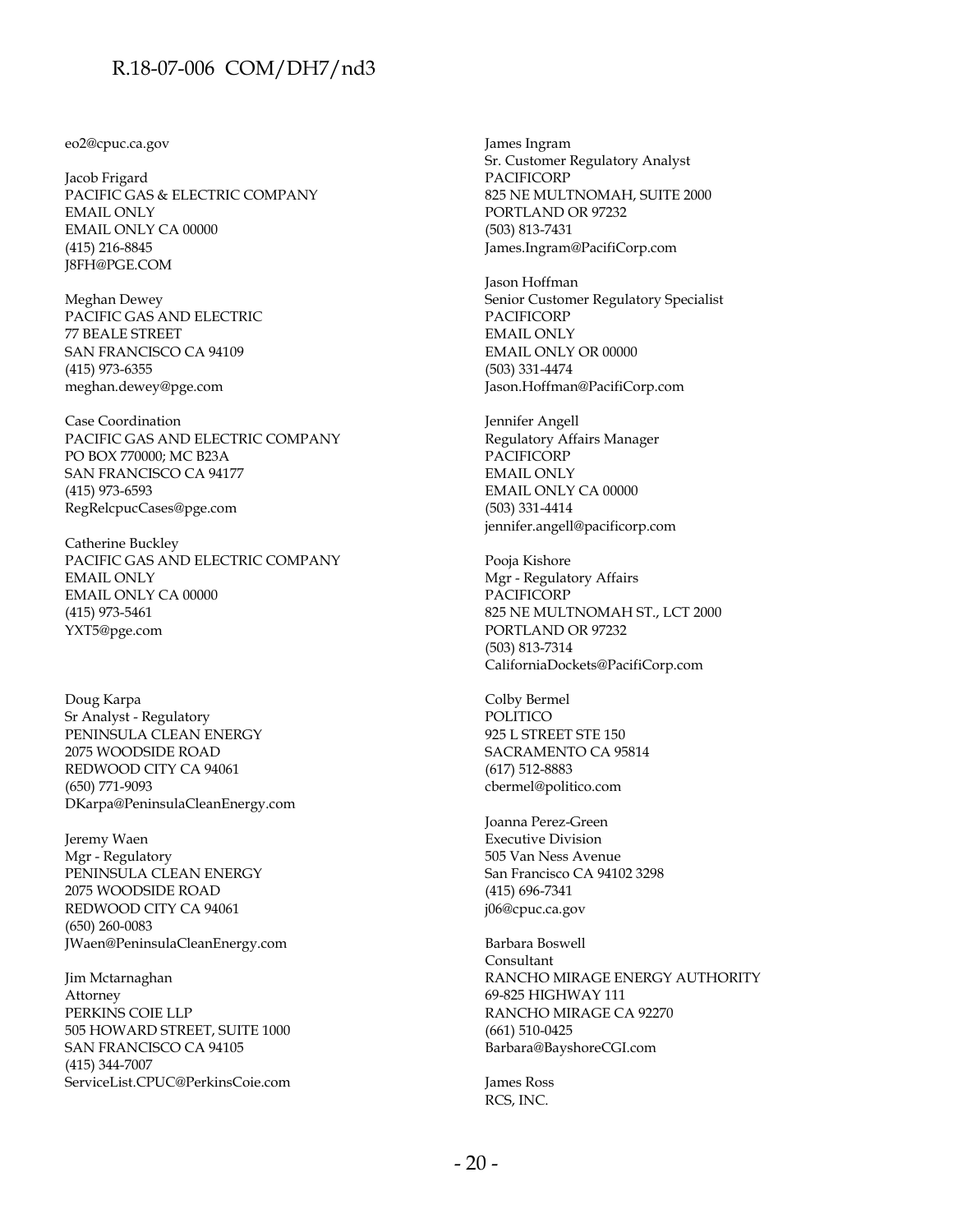eo2@cpuc.ca.gov

Jacob Frigard
PACIFIC GAS & ELECTRIC COMPANY
EMAIL ONLY
EMAIL ONLY CA 00000
(415) 216-8845
J8FH@PGE.COM

Meghan Dewey
PACIFIC GAS AND ELECTRIC
77 BEALE STREET
SAN FRANCISCO CA 94109
(415) 973-6355
meghan.dewey@pge.com

Case Coordination
PACIFIC GAS AND ELECTRIC COMPANY
PO BOX 770000; MC B23A
SAN FRANCISCO CA 94177
(415) 973-6593
RegRelcpucCases@pge.com

Catherine Buckley
PACIFIC GAS AND ELECTRIC COMPANY
EMAIL ONLY
EMAIL ONLY CA 00000
(415) 973-5461
YXT5@pge.com

Doug Karpa
Sr Analyst - Regulatory
PENINSULA CLEAN ENERGY
2075 WOODSIDE ROAD
REDWOOD CITY CA 94061
(650) 771-9093
DKarpa@PeninsulaCleanEnergy.com

Jeremy Waen
Mgr - Regulatory
PENINSULA CLEAN ENERGY
2075 WOODSIDE ROAD
REDWOOD CITY CA 94061
(650) 260-0083
JWaen@PeninsulaCleanEnergy.com

Jim Mctarnaghan
Attorney
PERKINS COIE LLP
505 HOWARD STREET, SUITE 1000
SAN FRANCISCO CA 94105
(415) 344-7007
ServiceList.CPUC@PerkinsCoie.com

James Ingram
Sr. Customer Regulatory Analyst
PACIFICORP
825 NE MULTNOMAH, SUITE 2000
PORTLAND OR 97232
(503) 813-7431
James.Ingram@PacifiCorp.com

Jason Hoffman
Senior Customer Regulatory Specialist
PACIFICORP
EMAIL ONLY
EMAIL ONLY OR 00000
(503) 331-4474
Jason.Hoffman@PacifiCorp.com

Jennifer Angell
Regulatory Affairs Manager
PACIFICORP
EMAIL ONLY
EMAIL ONLY CA 00000
(503) 331-4414
jennifer.angell@pacificorp.com

Pooja Kishore
Mgr - Regulatory Affairs
PACIFICORP
825 NE MULTNOMAH ST., LCT 2000
PORTLAND OR 97232
(503) 813-7314
CaliforniaDockets@PacifiCorp.com

Colby Bermel
POLITICO
925 L STREET STE 150
SACRAMENTO CA 95814
(617) 512-8883
cbermel@politico.com

Joanna Perez-Green
Executive Division
505 Van Ness Avenue
San Francisco CA 94102 3298
(415) 696-7341
j06@cpuc.ca.gov

Barbara Boswell
Consultant
RANCHO MIRAGE ENERGY AUTHORITY
69-825 HIGHWAY 111
RANCHO MIRAGE CA 92270
(661) 510-0425
Barbara@BayshoreCGI.com

James Ross
RCS, INC.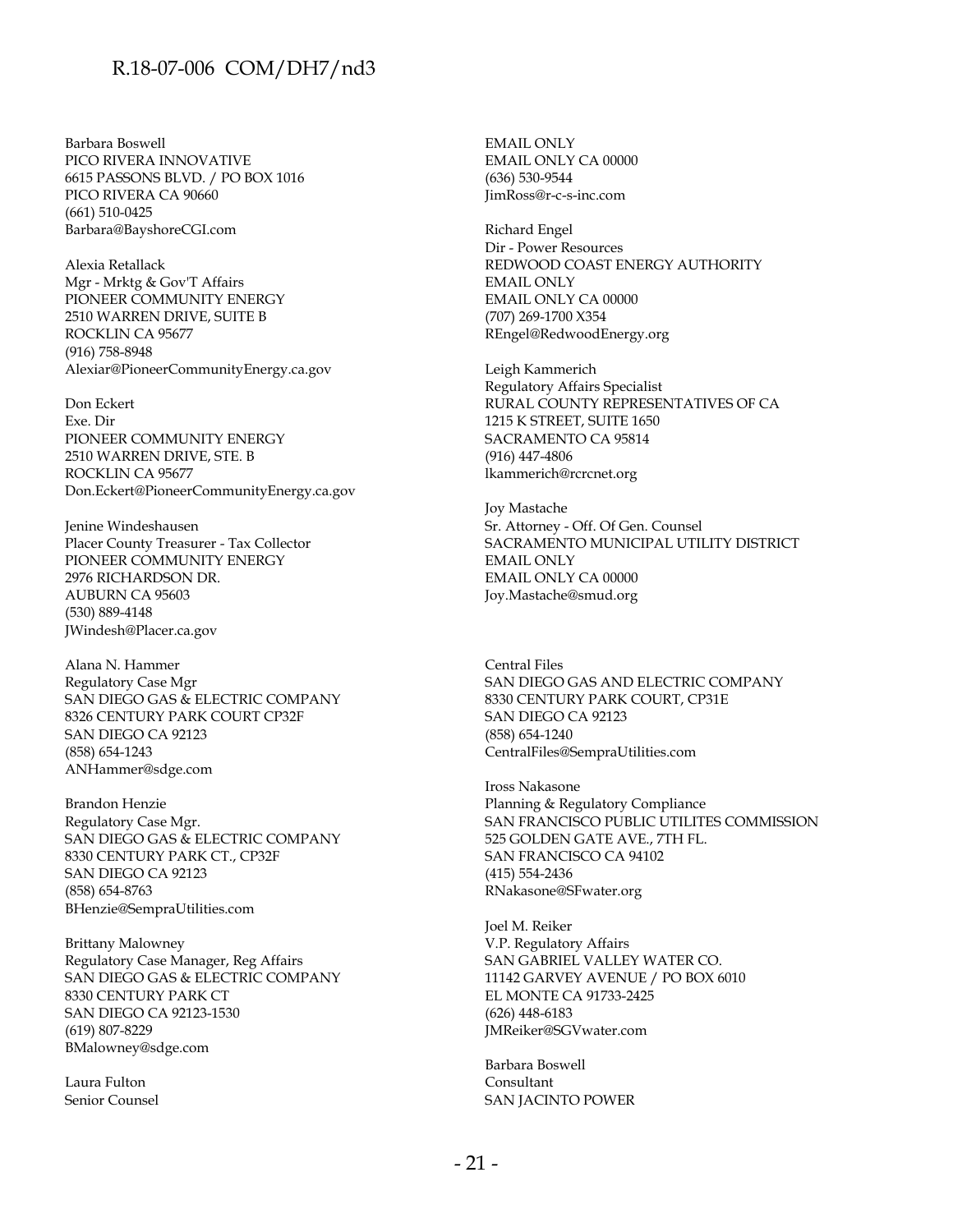Barbara Boswell
PICO RIVERA INNOVATIVE
6615 PASSONS BLVD. / PO BOX 1016
PICO RIVERA CA 90660
(661) 510-0425
Barbara@BayshoreCGI.com

Alexia Retallack
Mgr - Mrktg & Gov'T Affairs
PIONEER COMMUNITY ENERGY
2510 WARREN DRIVE, SUITE B
ROCKLIN CA 95677
(916) 758-8948
Alexiar@PioneerCommunityEnergy.ca.gov

Don Eckert
Exe. Dir
PIONEER COMMUNITY ENERGY
2510 WARREN DRIVE, STE. B
ROCKLIN CA 95677
Don.Eckert@PioneerCommunityEnergy.ca.gov

Jenine Windeshausen
Placer County Treasurer - Tax Collector
PIONEER COMMUNITY ENERGY
2976 RICHARDSON DR.
AUBURN CA 95603
(530) 889-4148
JWindesh@Placer.ca.gov

Alana N. Hammer
Regulatory Case Mgr
SAN DIEGO GAS & ELECTRIC COMPANY
8326 CENTURY PARK COURT CP32F
SAN DIEGO CA 92123
(858) 654-1243
ANHammer@sdge.com

Brandon Henzie
Regulatory Case Mgr.
SAN DIEGO GAS & ELECTRIC COMPANY
8330 CENTURY PARK CT., CP32F
SAN DIEGO CA 92123
(858) 654-8763
BHenzie@SempraUtilities.com

Brittany Malowney
Regulatory Case Manager, Reg Affairs
SAN DIEGO GAS & ELECTRIC COMPANY
8330 CENTURY PARK CT
SAN DIEGO CA 92123-1530
(619) 807-8229
BMalowney@sdge.com

Laura Fulton
Senior Counsel

EMAIL ONLY
EMAIL ONLY CA 00000
(636) 530-9544
JimRoss@r-c-s-inc.com

Richard Engel
Dir - Power Resources
REDWOOD COAST ENERGY AUTHORITY
EMAIL ONLY
EMAIL ONLY CA 00000
(707) 269-1700 X354
REngel@RedwoodEnergy.org

Leigh Kammerich
Regulatory Affairs Specialist
RURAL COUNTY REPRESENTATIVES OF CA
1215 K STREET, SUITE 1650
SACRAMENTO CA 95814
(916) 447-4806
lkammerich@rcrcnet.org

Joy Mastache
Sr. Attorney - Off. Of Gen. Counsel
SACRAMENTO MUNICIPAL UTILITY DISTRICT
EMAIL ONLY
EMAIL ONLY CA 00000
Joy.Mastache@smud.org

Central Files
SAN DIEGO GAS AND ELECTRIC COMPANY
8330 CENTURY PARK COURT, CP31E
SAN DIEGO CA 92123
(858) 654-1240
CentralFiles@SempraUtilities.com

Iross Nakasone
Planning & Regulatory Compliance
SAN FRANCISCO PUBLIC UTILITES COMMISSION
525 GOLDEN GATE AVE., 7TH FL.
SAN FRANCISCO CA 94102
(415) 554-2436
RNakasone@SFwater.org

Joel M. Reiker
V.P. Regulatory Affairs
SAN GABRIEL VALLEY WATER CO.
11142 GARVEY AVENUE / PO BOX 6010
EL MONTE CA 91733-2425
(626) 448-6183
JMReiker@SGVwater.com

Barbara Boswell
Consultant
SAN JACINTO POWER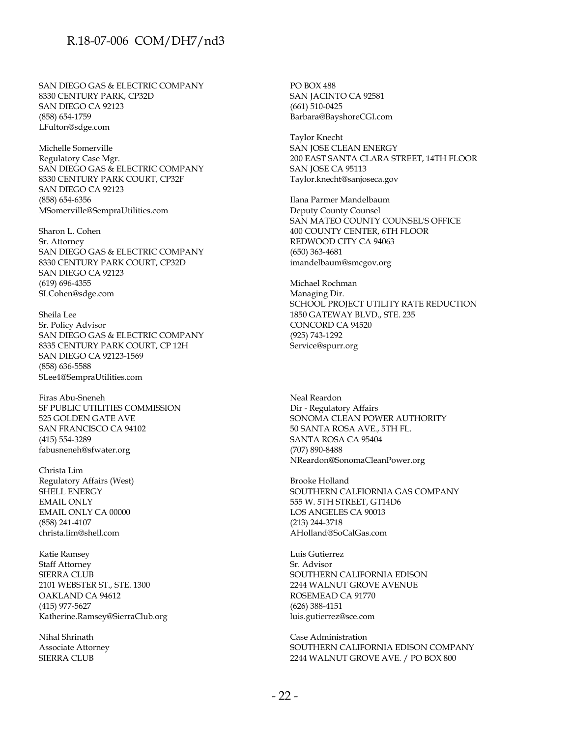SAN DIEGO GAS & ELECTRIC COMPANY
8330 CENTURY PARK, CP32D
SAN DIEGO CA 92123
(858) 654-1759
LFulton@sdge.com

Michelle Somerville
Regulatory Case Mgr.
SAN DIEGO GAS & ELECTRIC COMPANY
8330 CENTURY PARK COURT, CP32F
SAN DIEGO CA 92123
(858) 654-6356
MSomerville@SempraUtilities.com

Sharon L. Cohen
Sr. Attorney
SAN DIEGO GAS & ELECTRIC COMPANY
8330 CENTURY PARK COURT, CP32D
SAN DIEGO CA 92123
(619) 696-4355
SLCohen@sdge.com

Sheila Lee
Sr. Policy Advisor
SAN DIEGO GAS & ELECTRIC COMPANY
8335 CENTURY PARK COURT, CP 12H
SAN DIEGO CA 92123-1569
(858) 636-5588
SLee4@SempraUtilities.com

Firas Abu-Sneneh
SF PUBLIC UTILITIES COMMISSION
525 GOLDEN GATE AVE
SAN FRANCISCO CA 94102
(415) 554-3289
fabusneneh@sfwater.org

Christa Lim
Regulatory Affairs (West)
SHELL ENERGY
EMAIL ONLY
EMAIL ONLY CA 00000
(858) 241-4107
christa.lim@shell.com

Katie Ramsey
Staff Attorney
SIERRA CLUB
2101 WEBSTER ST., STE. 1300
OAKLAND CA 94612
(415) 977-5627
Katherine.Ramsey@SierraClub.org

Nihal Shrinath
Associate Attorney
SIERRA CLUB

PO BOX 488
SAN JACINTO CA 92581
(661) 510-0425
Barbara@BayshoreCGI.com

Taylor Knecht
SAN JOSE CLEAN ENERGY
200 EAST SANTA CLARA STREET, 14TH FLOOR
SAN JOSE CA 95113
Taylor.knecht@sanjoseca.gov

Ilana Parmer Mandelbaum
Deputy County Counsel
SAN MATEO COUNTY COUNSEL'S OFFICE
400 COUNTY CENTER, 6TH FLOOR
REDWOOD CITY CA 94063
(650) 363-4681
imandelbaum@smcgov.org

Michael Rochman
Managing Dir.
SCHOOL PROJECT UTILITY RATE REDUCTION
1850 GATEWAY BLVD., STE. 235
CONCORD CA 94520
(925) 743-1292
Service@spurr.org

Neal Reardon
Dir - Regulatory Affairs
SONOMA CLEAN POWER AUTHORITY
50 SANTA ROSA AVE., 5TH FL.
SANTA ROSA CA 95404
(707) 890-8488
NReardon@SonomaCleanPower.org

Brooke Holland
SOUTHERN CALFIORNIA GAS COMPANY
555 W. 5TH STREET, GT14D6
LOS ANGELES CA 90013
(213) 244-3718
AHolland@SoCalGas.com

Luis Gutierrez
Sr. Advisor
SOUTHERN CALIFORNIA EDISON
2244 WALNUT GROVE AVENUE
ROSEMEAD CA 91770
(626) 388-4151
luis.gutierrez@sce.com

Case Administration
SOUTHERN CALIFORNIA EDISON COMPANY
2244 WALNUT GROVE AVE. / PO BOX 800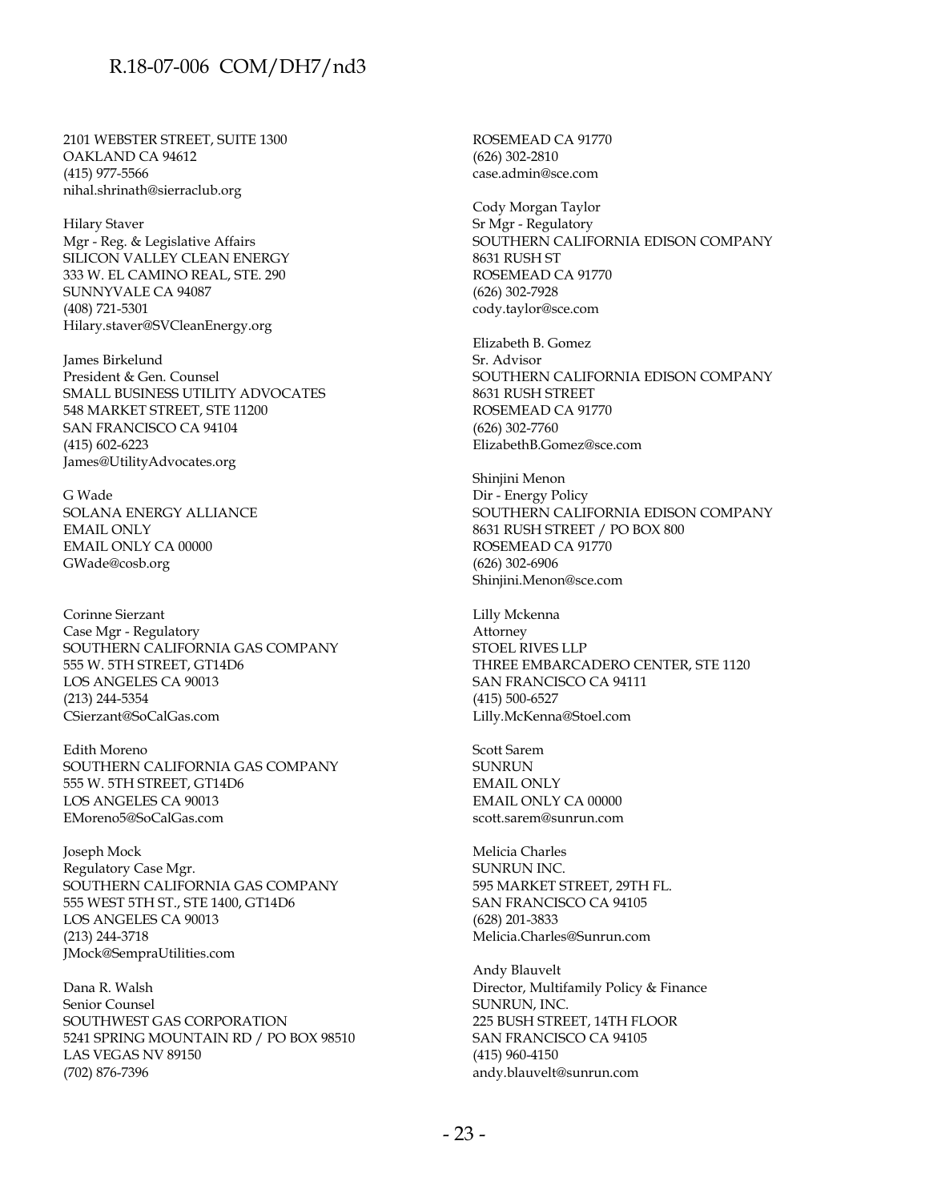2101 WEBSTER STREET, SUITE 1300
OAKLAND CA 94612
(415) 977-5566
nihal.shrinath@sierraclub.org

Hilary Staver
Mgr - Reg. & Legislative Affairs
SILICON VALLEY CLEAN ENERGY
333 W. EL CAMINO REAL, STE. 290
SUNNYVALE CA 94087
(408) 721-5301
Hilary.staver@SVCleanEnergy.org

James Birkelund
President & Gen. Counsel
SMALL BUSINESS UTILITY ADVOCATES
548 MARKET STREET, STE 11200
SAN FRANCISCO CA 94104
(415) 602-6223
James@UtilityAdvocates.org

G Wade
SOLANA ENERGY ALLIANCE
EMAIL ONLY
EMAIL ONLY CA 00000
GWade@cosb.org

Corinne Sierzant
Case Mgr - Regulatory
SOUTHERN CALIFORNIA GAS COMPANY
555 W. 5TH STREET, GT14D6
LOS ANGELES CA 90013
(213) 244-5354
CSierzant@SoCalGas.com

Edith Moreno
SOUTHERN CALIFORNIA GAS COMPANY
555 W. 5TH STREET, GT14D6
LOS ANGELES CA 90013
EMoreno5@SoCalGas.com

Joseph Mock
Regulatory Case Mgr.
SOUTHERN CALIFORNIA GAS COMPANY
555 WEST 5TH ST., STE 1400, GT14D6
LOS ANGELES CA 90013
(213) 244-3718
JMock@SempraUtilities.com

Dana R. Walsh
Senior Counsel
SOUTHWEST GAS CORPORATION
5241 SPRING MOUNTAIN RD / PO BOX 98510
LAS VEGAS NV 89150
(702) 876-7396

ROSEMEAD CA 91770
(626) 302-2810
case.admin@sce.com

Cody Morgan Taylor
Sr Mgr - Regulatory
SOUTHERN CALIFORNIA EDISON COMPANY
8631 RUSH ST
ROSEMEAD CA 91770
(626) 302-7928
cody.taylor@sce.com

Elizabeth B. Gomez
Sr. Advisor
SOUTHERN CALIFORNIA EDISON COMPANY
8631 RUSH STREET
ROSEMEAD CA 91770
(626) 302-7760
ElizabethB.Gomez@sce.com

Shinjini Menon
Dir - Energy Policy
SOUTHERN CALIFORNIA EDISON COMPANY
8631 RUSH STREET / PO BOX 800
ROSEMEAD CA 91770
(626) 302-6906
Shinjini.Menon@sce.com

Lilly Mckenna
Attorney
STOEL RIVES LLP
THREE EMBARCADERO CENTER, STE 1120
SAN FRANCISCO CA 94111
(415) 500-6527
Lilly.McKenna@Stoel.com

Scott Sarem
SUNRUN
EMAIL ONLY
EMAIL ONLY CA 00000
scott.sarem@sunrun.com

Melicia Charles
SUNRUN INC.
595 MARKET STREET, 29TH FL.
SAN FRANCISCO CA 94105
(628) 201-3833
Melicia.Charles@Sunrun.com

Andy Blauvelt
Director, Multifamily Policy & Finance
SUNRUN, INC.
225 BUSH STREET, 14TH FLOOR
SAN FRANCISCO CA 94105
(415) 960-4150
andy.blauvelt@sunrun.com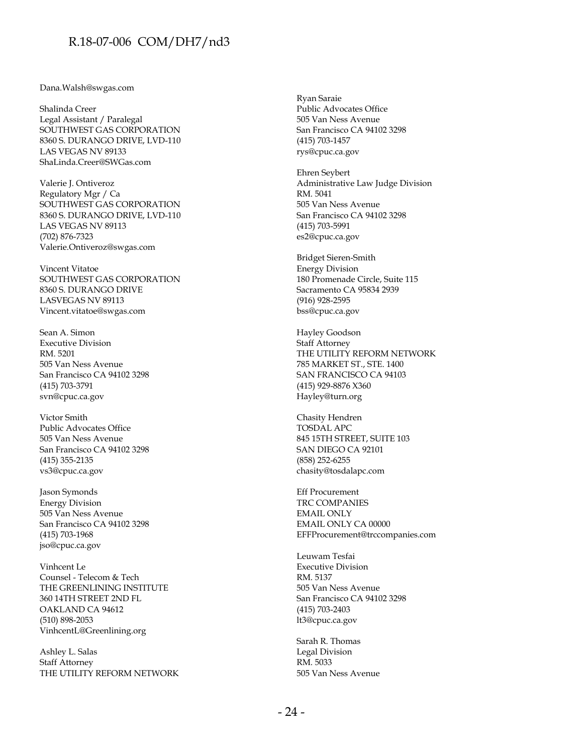Dana.Walsh@swgas.com

Shalinda Creer
Legal Assistant / Paralegal
SOUTHWEST GAS CORPORATION
8360 S. DURANGO DRIVE, LVD-110
LAS VEGAS NV 89133
ShaLinda.Creer@SWGas.com

Valerie J. Ontiveroz
Regulatory Mgr / Ca
SOUTHWEST GAS CORPORATION
8360 S. DURANGO DRIVE, LVD-110
LAS VEGAS NV 89113
(702) 876-7323
Valerie.Ontiveroz@swgas.com

Vincent Vitatoe
SOUTHWEST GAS CORPORATION
8360 S. DURANGO DRIVE
LASVEGAS NV 89113
Vincent.vitatoe@swgas.com

Sean A. Simon
Executive Division
RM. 5201
505 Van Ness Avenue
San Francisco CA 94102 3298
(415) 703-3791
svn@cpuc.ca.gov

Victor Smith
Public Advocates Office
505 Van Ness Avenue
San Francisco CA 94102 3298
(415) 355-2135
vs3@cpuc.ca.gov

Jason Symonds
Energy Division
505 Van Ness Avenue
San Francisco CA 94102 3298
(415) 703-1968
jso@cpuc.ca.gov

Vinhcent Le
Counsel - Telecom & Tech
THE GREENLINING INSTITUTE
360 14TH STREET 2ND FL
OAKLAND CA 94612
(510) 898-2053
VinhcentL@Greenlining.org

Ashley L. Salas
Staff Attorney
THE UTILITY REFORM NETWORK

Ryan Saraie
Public Advocates Office
505 Van Ness Avenue
San Francisco CA 94102 3298
(415) 703-1457
rys@cpuc.ca.gov

Ehren Seybert
Administrative Law Judge Division
RM. 5041
505 Van Ness Avenue
San Francisco CA 94102 3298
(415) 703-5991
es2@cpuc.ca.gov

Bridget Sieren-Smith
Energy Division
180 Promenade Circle, Suite 115
Sacramento CA 95834 2939
(916) 928-2595
bss@cpuc.ca.gov

Hayley Goodson
Staff Attorney
THE UTILITY REFORM NETWORK
785 MARKET ST., STE. 1400
SAN FRANCISCO CA 94103
(415) 929-8876 X360
Hayley@turn.org

Chasity Hendren
TOSDAL APC
845 15TH STREET, SUITE 103
SAN DIEGO CA 92101
(858) 252-6255
chasity@tosdalapc.com

Eff Procurement
TRC COMPANIES
EMAIL ONLY
EMAIL ONLY CA 00000
EFFProcurement@trccompanies.com

Leuwam Tesfai
Executive Division
RM. 5137
505 Van Ness Avenue
San Francisco CA 94102 3298
(415) 703-2403
lt3@cpuc.ca.gov

Sarah R. Thomas
Legal Division
RM. 5033
505 Van Ness Avenue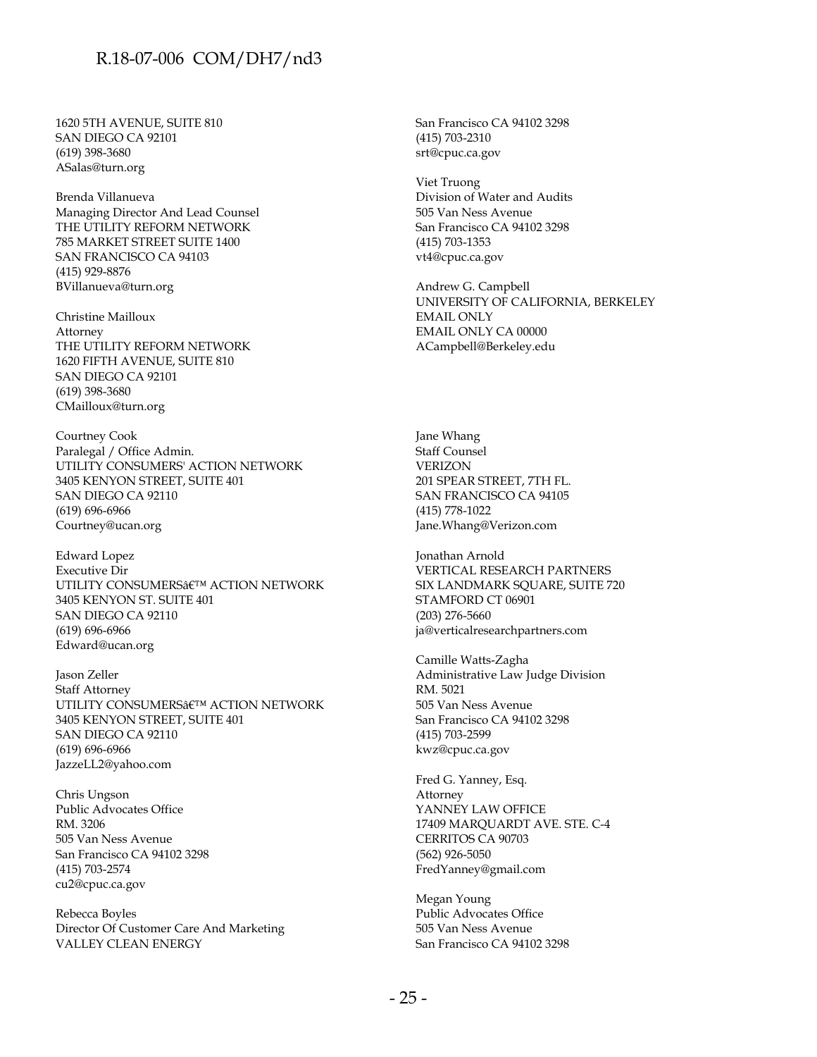1620 5TH AVENUE, SUITE 810
SAN DIEGO CA 92101
(619) 398-3680
ASalas@turn.org

Brenda Villanueva
Managing Director And Lead Counsel
THE UTILITY REFORM NETWORK
785 MARKET STREET SUITE 1400
SAN FRANCISCO CA 94103
(415) 929-8876
BVillanueva@turn.org

Christine Mailloux
Attorney
THE UTILITY REFORM NETWORK
1620 FIFTH AVENUE, SUITE 810
SAN DIEGO CA 92101
(619) 398-3680
CMailloux@turn.org

Courtney Cook
Paralegal / Office Admin.
UTILITY CONSUMERS' ACTION NETWORK
3405 KENYON STREET, SUITE 401
SAN DIEGO CA 92110
(619) 696-6966
Courtney@ucan.org

Edward Lopez
Executive Dir
UTILITY CONSUMERSâ€™ ACTION NETWORK
3405 KENYON ST. SUITE 401
SAN DIEGO CA 92110
(619) 696-6966
Edward@ucan.org

Jason Zeller
Staff Attorney
UTILITY CONSUMERSâ€™ ACTION NETWORK
3405 KENYON STREET, SUITE 401
SAN DIEGO CA 92110
(619) 696-6966
JazzeLL2@yahoo.com

Chris Ungson
Public Advocates Office
RM. 3206
505 Van Ness Avenue
San Francisco CA 94102 3298
(415) 703-2574
cu2@cpuc.ca.gov

Rebecca Boyles
Director Of Customer Care And Marketing
VALLEY CLEAN ENERGY

San Francisco CA 94102 3298
(415) 703-2310
srt@cpuc.ca.gov

Viet Truong
Division of Water and Audits
505 Van Ness Avenue
San Francisco CA 94102 3298
(415) 703-1353
vt4@cpuc.ca.gov

Andrew G. Campbell
UNIVERSITY OF CALIFORNIA, BERKELEY
EMAIL ONLY
EMAIL ONLY CA 00000
ACampbell@Berkeley.edu

Jane Whang
Staff Counsel
VERIZON
201 SPEAR STREET, 7TH FL.
SAN FRANCISCO CA 94105
(415) 778-1022
Jane.Whang@Verizon.com

Jonathan Arnold
VERTICAL RESEARCH PARTNERS
SIX LANDMARK SQUARE, SUITE 720
STAMFORD CT 06901
(203) 276-5660
ja@verticalresearchpartners.com

Camille Watts-Zagha
Administrative Law Judge Division
RM. 5021
505 Van Ness Avenue
San Francisco CA 94102 3298
(415) 703-2599
kwz@cpuc.ca.gov

Fred G. Yanney, Esq.
Attorney
YANNEY LAW OFFICE
17409 MARQUARDT AVE. STE. C-4
CERRITOS CA 90703
(562) 926-5050
FredYanney@gmail.com

Megan Young
Public Advocates Office
505 Van Ness Avenue
San Francisco CA 94102 3298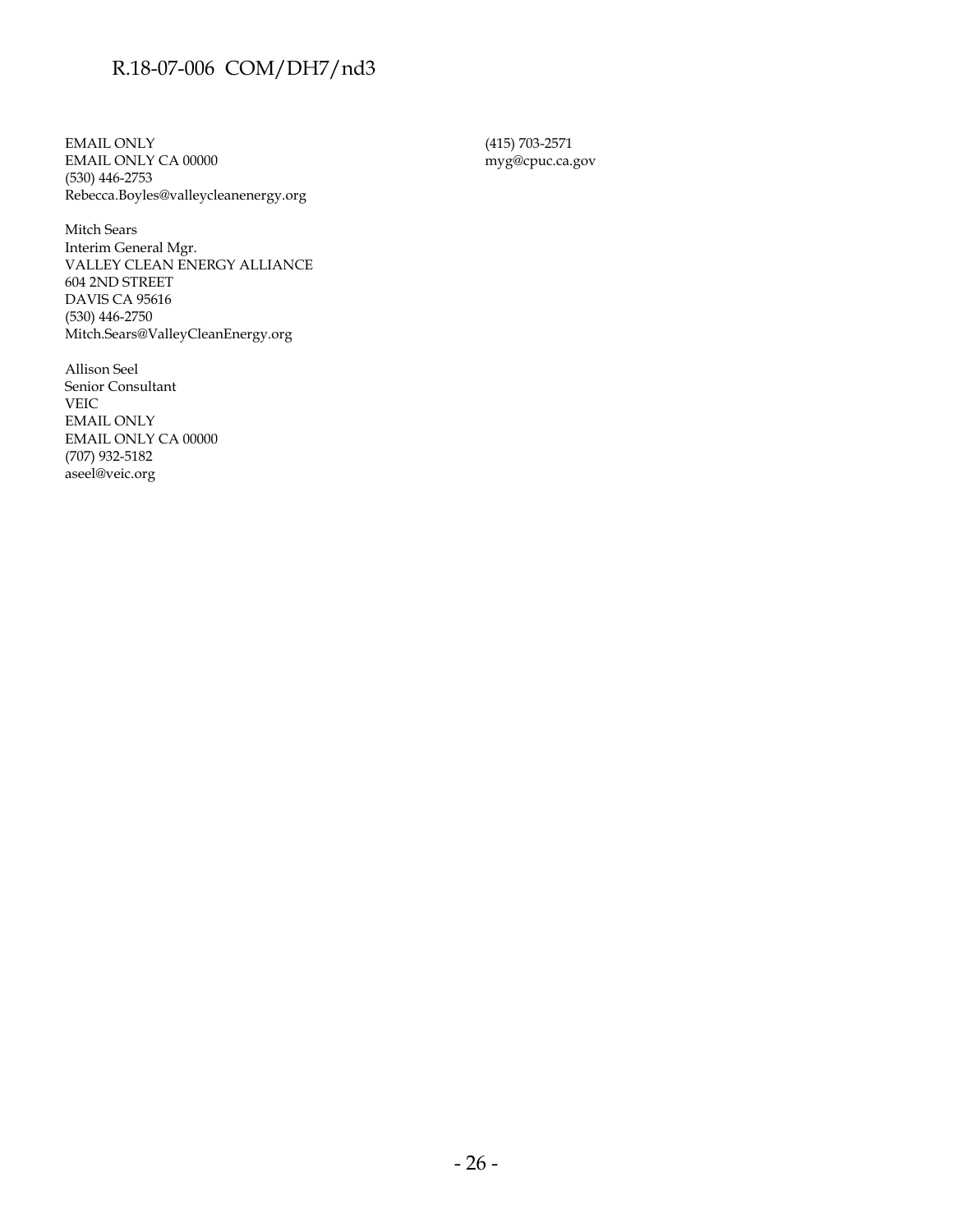EMAIL ONLY
EMAIL ONLY CA 00000
(530) 446-2753
Rebecca.Boyles@valleycleanenergy.org

Mitch Sears
Interim General Mgr.
VALLEY CLEAN ENERGY ALLIANCE
604 2ND STREET
DAVIS CA 95616
(530) 446-2750
Mitch.Sears@ValleyCleanEnergy.org

Allison Seel
Senior Consultant
VEIC
EMAIL ONLY
EMAIL ONLY CA 00000
(707) 932-5182
aseel@veic.org

(415) 703-2571
myg@cpuc.ca.gov